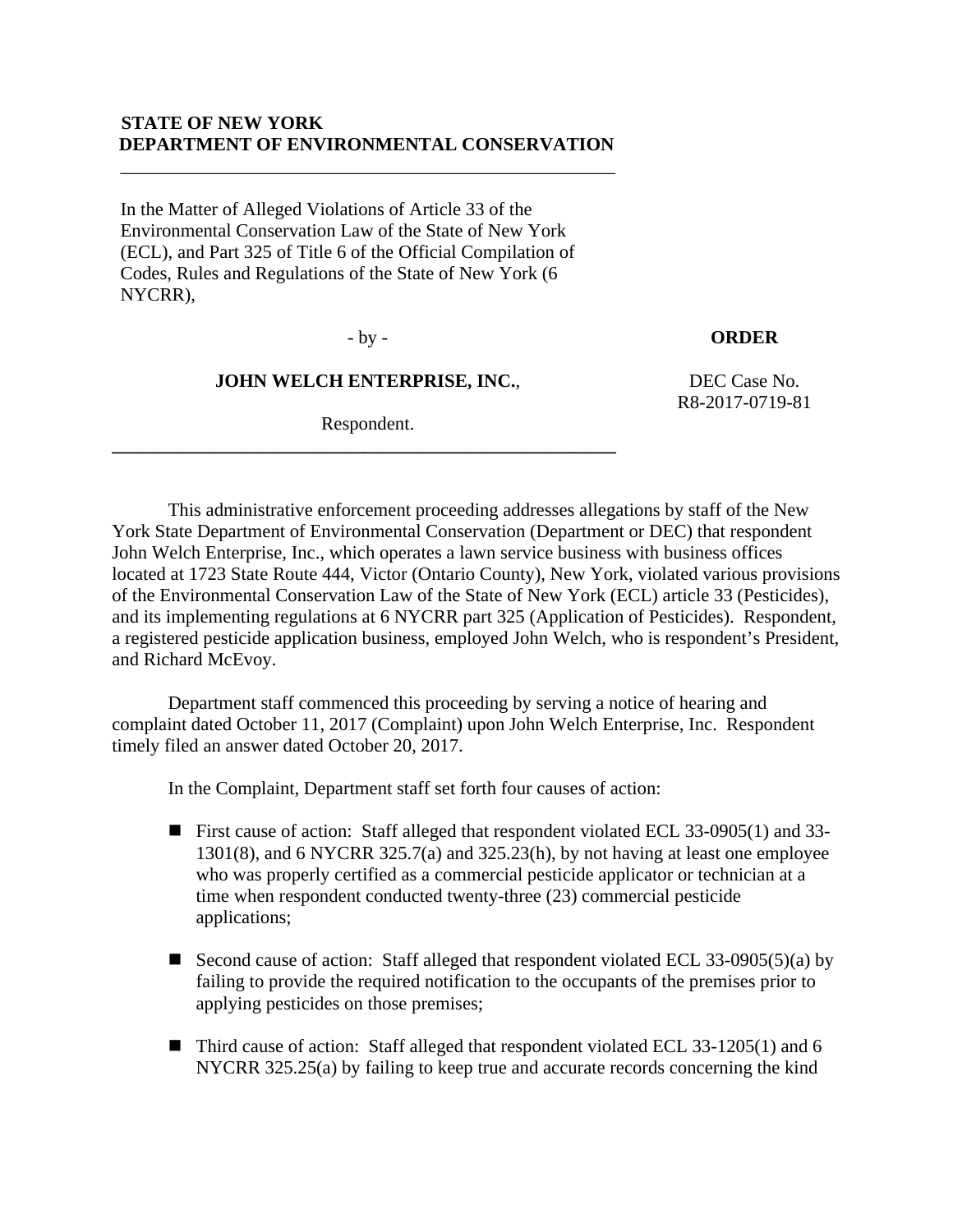**STATE OF NEW YORK**
**DEPARTMENT OF ENVIRONMENTAL CONSERVATION**

---

In the Matter of Alleged Violations of Article 33 of the Environmental Conservation Law of the State of New York (ECL), and Part 325 of Title 6 of the Official Compilation of Codes, Rules and Regulations of the State of New York (6 NYCRR),

- by -

**JOHN WELCH ENTERPRISE, INC.**,

Respondent.

---

**ORDER**

DEC Case No.
R8-2017-0719-81

This administrative enforcement proceeding addresses allegations by staff of the New York State Department of Environmental Conservation (Department or DEC) that respondent John Welch Enterprise, Inc., which operates a lawn service business with business offices located at 1723 State Route 444, Victor (Ontario County), New York, violated various provisions of the Environmental Conservation Law of the State of New York (ECL) article 33 (Pesticides), and its implementing regulations at 6 NYCRR part 325 (Application of Pesticides). Respondent, a registered pesticide application business, employed John Welch, who is respondent's President, and Richard McEvoy.

Department staff commenced this proceeding by serving a notice of hearing and complaint dated October 11, 2017 (Complaint) upon John Welch Enterprise, Inc. Respondent timely filed an answer dated October 20, 2017.

In the Complaint, Department staff set forth four causes of action:

- First cause of action: Staff alleged that respondent violated ECL 33-0905(1) and 33-1301(8), and 6 NYCRR 325.7(a) and 325.23(h), by not having at least one employee who was properly certified as a commercial pesticide applicator or technician at a time when respondent conducted twenty-three (23) commercial pesticide applications;

- Second cause of action: Staff alleged that respondent violated ECL 33-0905(5)(a) by failing to provide the required notification to the occupants of the premises prior to applying pesticides on those premises;

- Third cause of action: Staff alleged that respondent violated ECL 33-1205(1) and 6 NYCRR 325.25(a) by failing to keep true and accurate records concerning the kind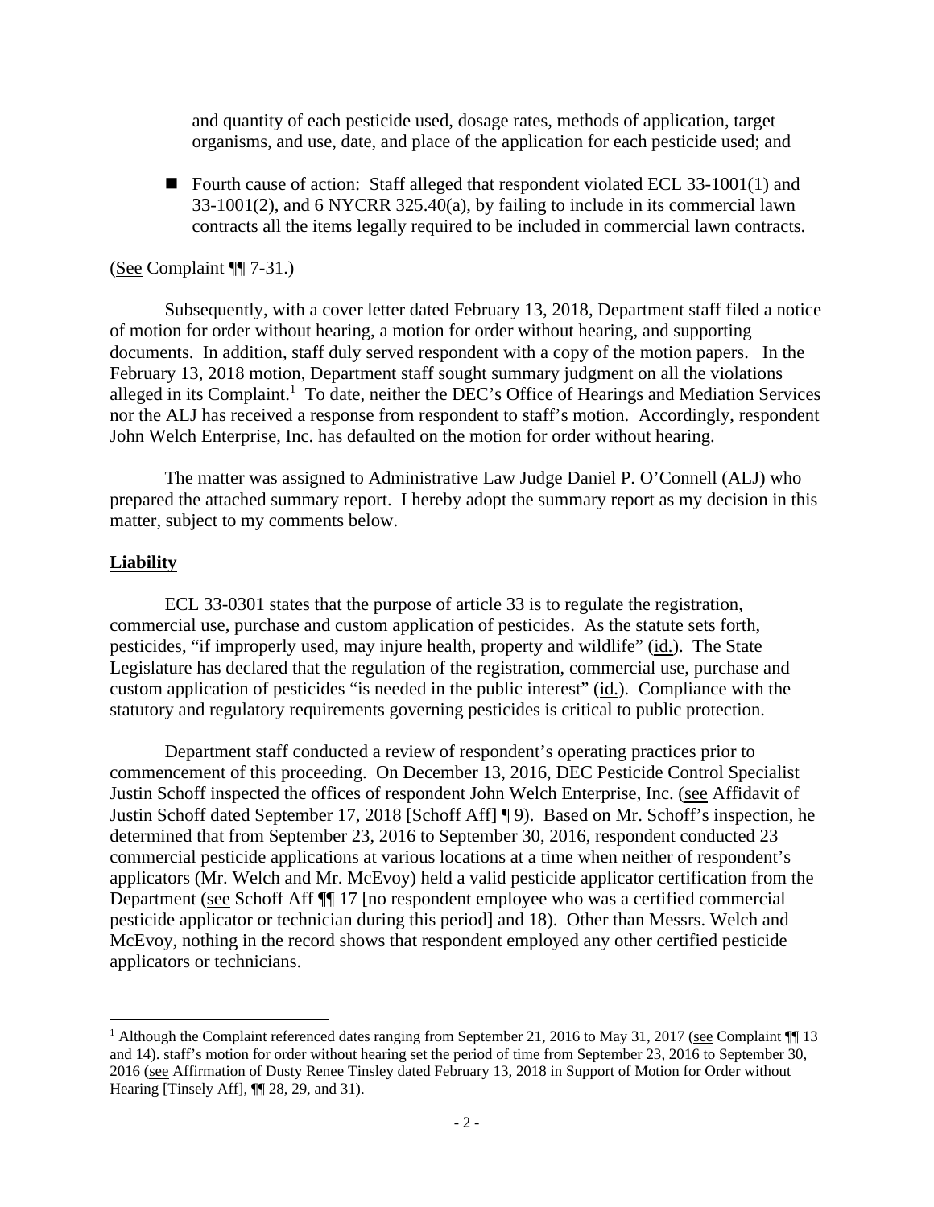and quantity of each pesticide used, dosage rates, methods of application, target organisms, and use, date, and place of the application for each pesticide used; and

- Fourth cause of action: Staff alleged that respondent violated ECL 33-1001(1) and 33-1001(2), and 6 NYCRR 325.40(a), by failing to include in its commercial lawn contracts all the items legally required to be included in commercial lawn contracts.

(See Complaint ¶¶ 7-31.)

Subsequently, with a cover letter dated February 13, 2018, Department staff filed a notice of motion for order without hearing, a motion for order without hearing, and supporting documents. In addition, staff duly served respondent with a copy of the motion papers. In the February 13, 2018 motion, Department staff sought summary judgment on all the violations alleged in its Complaint.[1] To date, neither the DEC's Office of Hearings and Mediation Services nor the ALJ has received a response from respondent to staff's motion. Accordingly, respondent John Welch Enterprise, Inc. has defaulted on the motion for order without hearing.

The matter was assigned to Administrative Law Judge Daniel P. O'Connell (ALJ) who prepared the attached summary report. I hereby adopt the summary report as my decision in this matter, subject to my comments below.

## Liability

ECL 33-0301 states that the purpose of article 33 is to regulate the registration, commercial use, purchase and custom application of pesticides. As the statute sets forth, pesticides, "if improperly used, may injure health, property and wildlife" (id.). The State Legislature has declared that the regulation of the registration, commercial use, purchase and custom application of pesticides "is needed in the public interest" (id.). Compliance with the statutory and regulatory requirements governing pesticides is critical to public protection.

Department staff conducted a review of respondent's operating practices prior to commencement of this proceeding. On December 13, 2016, DEC Pesticide Control Specialist Justin Schoff inspected the offices of respondent John Welch Enterprise, Inc. (see Affidavit of Justin Schoff dated September 17, 2018 [Schoff Aff] ¶ 9). Based on Mr. Schoff's inspection, he determined that from September 23, 2016 to September 30, 2016, respondent conducted 23 commercial pesticide applications at various locations at a time when neither of respondent's applicators (Mr. Welch and Mr. McEvoy) held a valid pesticide applicator certification from the Department (see Schoff Aff ¶¶ 17 [no respondent employee who was a certified commercial pesticide applicator or technician during this period] and 18). Other than Messrs. Welch and McEvoy, nothing in the record shows that respondent employed any other certified pesticide applicators or technicians.

[1] Although the Complaint referenced dates ranging from September 21, 2016 to May 31, 2017 (see Complaint ¶¶ 13 and 14). staff's motion for order without hearing set the period of time from September 23, 2016 to September 30, 2016 (see Affirmation of Dusty Renee Tinsley dated February 13, 2018 in Support of Motion for Order without Hearing [Tinsely Aff], ¶¶ 28, 29, and 31).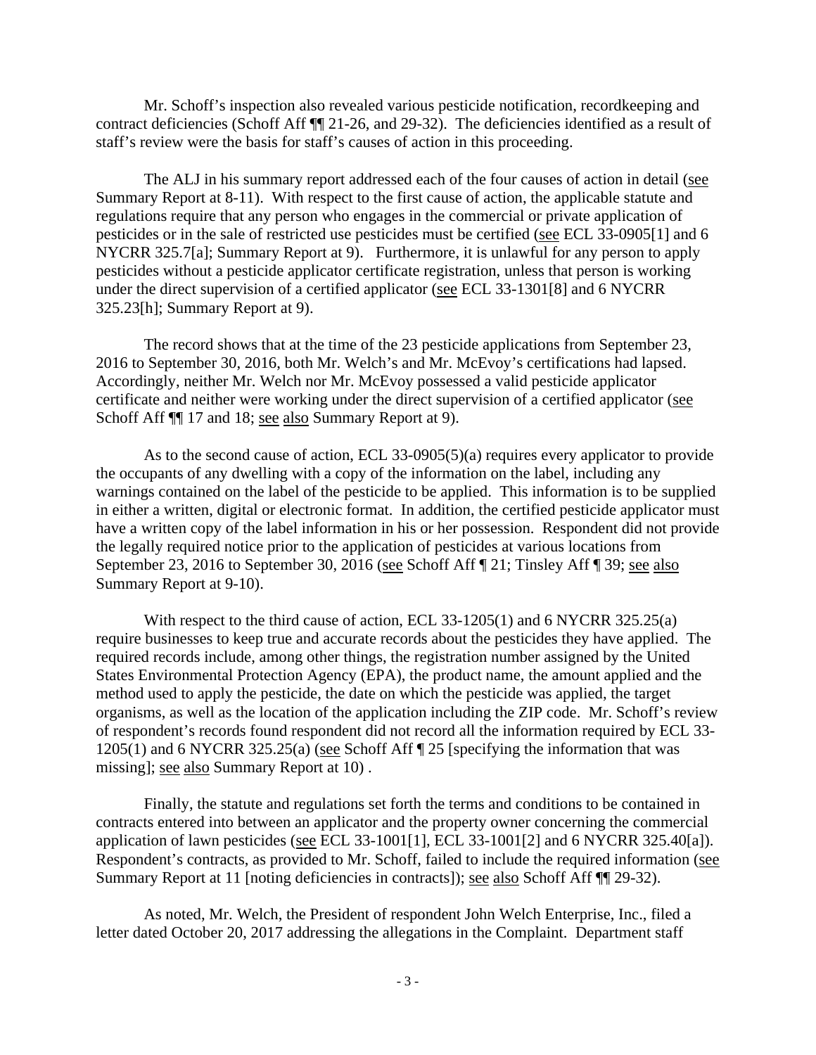Mr. Schoff's inspection also revealed various pesticide notification, recordkeeping and contract deficiencies (Schoff Aff ¶¶ 21-26, and 29-32). The deficiencies identified as a result of staff's review were the basis for staff's causes of action in this proceeding.

The ALJ in his summary report addressed each of the four causes of action in detail (see Summary Report at 8-11). With respect to the first cause of action, the applicable statute and regulations require that any person who engages in the commercial or private application of pesticides or in the sale of restricted use pesticides must be certified (see ECL 33-0905[1] and 6 NYCRR 325.7[a]; Summary Report at 9). Furthermore, it is unlawful for any person to apply pesticides without a pesticide applicator certificate registration, unless that person is working under the direct supervision of a certified applicator (see ECL 33-1301[8] and 6 NYCRR 325.23[h]; Summary Report at 9).

The record shows that at the time of the 23 pesticide applications from September 23, 2016 to September 30, 2016, both Mr. Welch's and Mr. McEvoy's certifications had lapsed. Accordingly, neither Mr. Welch nor Mr. McEvoy possessed a valid pesticide applicator certificate and neither were working under the direct supervision of a certified applicator (see Schoff Aff ¶¶ 17 and 18; see also Summary Report at 9).

As to the second cause of action, ECL 33-0905(5)(a) requires every applicator to provide the occupants of any dwelling with a copy of the information on the label, including any warnings contained on the label of the pesticide to be applied. This information is to be supplied in either a written, digital or electronic format. In addition, the certified pesticide applicator must have a written copy of the label information in his or her possession. Respondent did not provide the legally required notice prior to the application of pesticides at various locations from September 23, 2016 to September 30, 2016 (see Schoff Aff ¶ 21; Tinsley Aff ¶ 39; see also Summary Report at 9-10).

With respect to the third cause of action, ECL 33-1205(1) and 6 NYCRR 325.25(a) require businesses to keep true and accurate records about the pesticides they have applied. The required records include, among other things, the registration number assigned by the United States Environmental Protection Agency (EPA), the product name, the amount applied and the method used to apply the pesticide, the date on which the pesticide was applied, the target organisms, as well as the location of the application including the ZIP code. Mr. Schoff's review of respondent's records found respondent did not record all the information required by ECL 33-1205(1) and 6 NYCRR 325.25(a) (see Schoff Aff ¶ 25 [specifying the information that was missing]; see also Summary Report at 10) .

Finally, the statute and regulations set forth the terms and conditions to be contained in contracts entered into between an applicator and the property owner concerning the commercial application of lawn pesticides (see ECL 33-1001[1], ECL 33-1001[2] and 6 NYCRR 325.40[a]). Respondent's contracts, as provided to Mr. Schoff, failed to include the required information (see Summary Report at 11 [noting deficiencies in contracts]); see also Schoff Aff ¶¶ 29-32).

As noted, Mr. Welch, the President of respondent John Welch Enterprise, Inc., filed a letter dated October 20, 2017 addressing the allegations in the Complaint. Department staff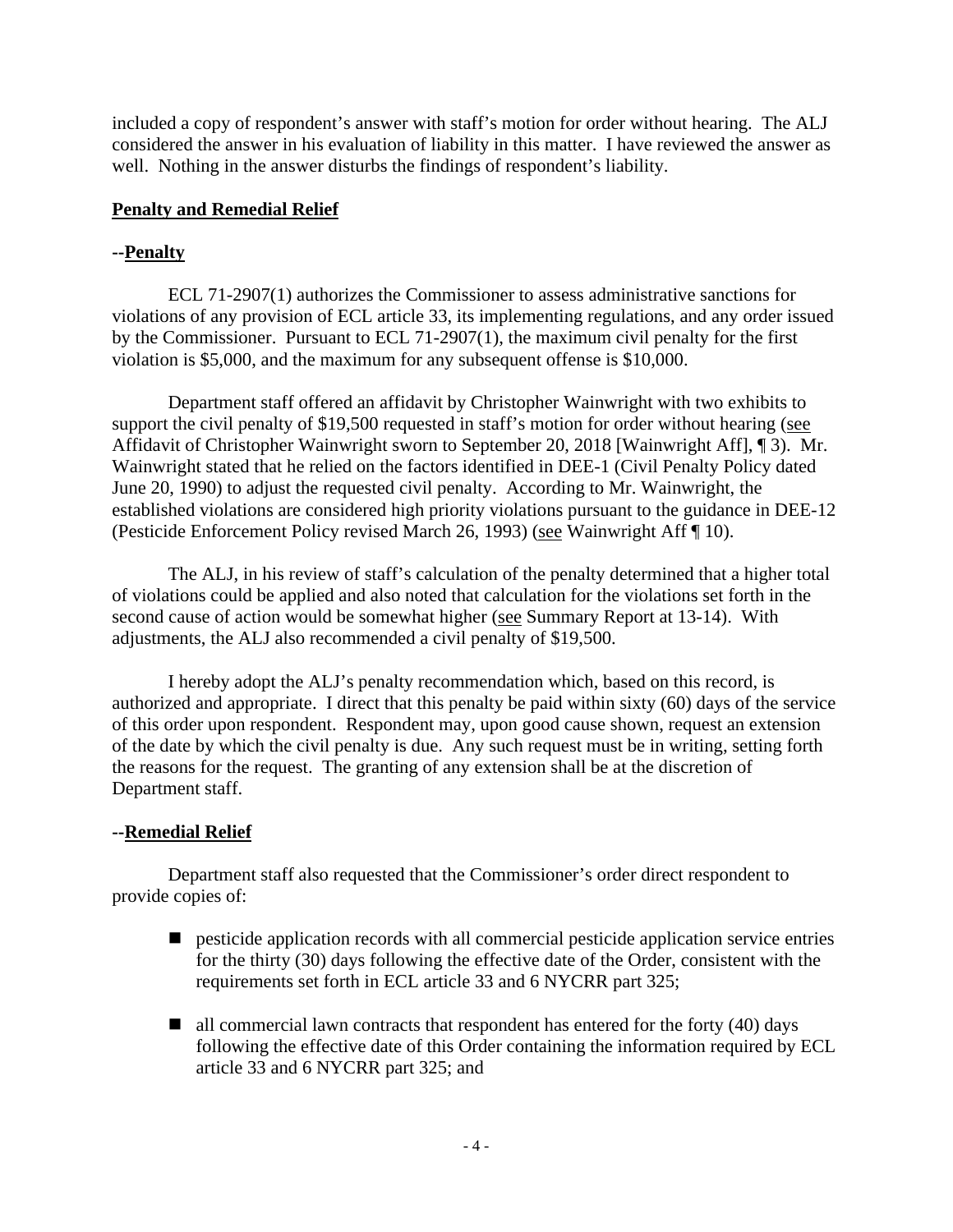included a copy of respondent's answer with staff's motion for order without hearing. The ALJ considered the answer in his evaluation of liability in this matter. I have reviewed the answer as well. Nothing in the answer disturbs the findings of respondent's liability.

## **Penalty and Remedial Relief**

### --**Penalty**

ECL 71-2907(1) authorizes the Commissioner to assess administrative sanctions for violations of any provision of ECL article 33, its implementing regulations, and any order issued by the Commissioner. Pursuant to ECL 71-2907(1), the maximum civil penalty for the first violation is $5,000, and the maximum for any subsequent offense is $10,000.

Department staff offered an affidavit by Christopher Wainwright with two exhibits to support the civil penalty of $19,500 requested in staff's motion for order without hearing (see Affidavit of Christopher Wainwright sworn to September 20, 2018 [Wainwright Aff], ¶ 3). Mr. Wainwright stated that he relied on the factors identified in DEE-1 (Civil Penalty Policy dated June 20, 1990) to adjust the requested civil penalty. According to Mr. Wainwright, the established violations are considered high priority violations pursuant to the guidance in DEE-12 (Pesticide Enforcement Policy revised March 26, 1993) (see Wainwright Aff ¶ 10).

The ALJ, in his review of staff's calculation of the penalty determined that a higher total of violations could be applied and also noted that calculation for the violations set forth in the second cause of action would be somewhat higher (see Summary Report at 13-14). With adjustments, the ALJ also recommended a civil penalty of $19,500.

I hereby adopt the ALJ's penalty recommendation which, based on this record, is authorized and appropriate. I direct that this penalty be paid within sixty (60) days of the service of this order upon respondent. Respondent may, upon good cause shown, request an extension of the date by which the civil penalty is due. Any such request must be in writing, setting forth the reasons for the request. The granting of any extension shall be at the discretion of Department staff.

### --**Remedial Relief**

Department staff also requested that the Commissioner's order direct respondent to provide copies of:

- pesticide application records with all commercial pesticide application service entries for the thirty (30) days following the effective date of the Order, consistent with the requirements set forth in ECL article 33 and 6 NYCRR part 325;
- all commercial lawn contracts that respondent has entered for the forty (40) days following the effective date of this Order containing the information required by ECL article 33 and 6 NYCRR part 325; and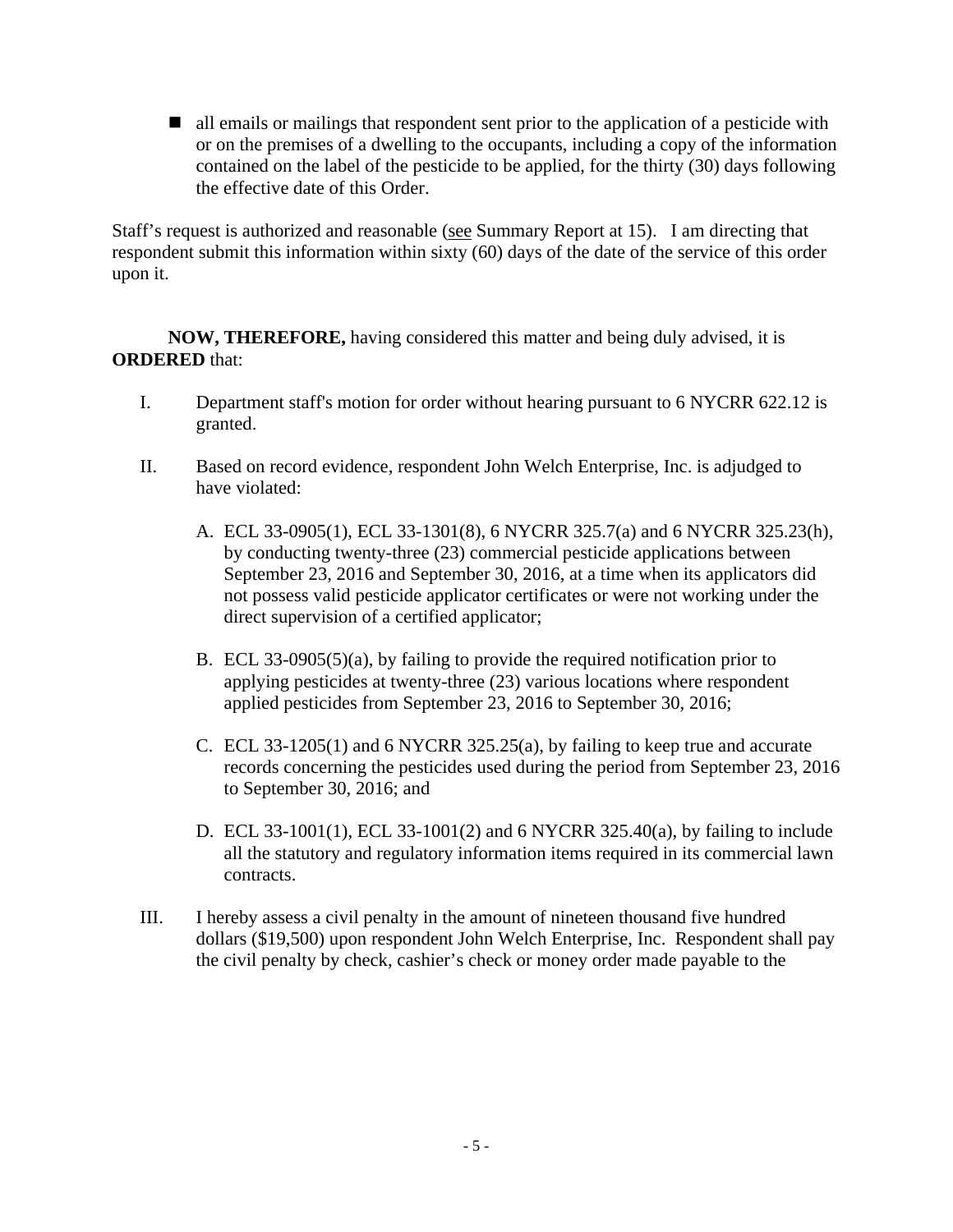- all emails or mailings that respondent sent prior to the application of a pesticide with or on the premises of a dwelling to the occupants, including a copy of the information contained on the label of the pesticide to be applied, for the thirty (30) days following the effective date of this Order.

Staff's request is authorized and reasonable (see Summary Report at 15). I am directing that respondent submit this information within sixty (60) days of the date of the service of this order upon it.

**NOW, THEREFORE,** having considered this matter and being duly advised, it is **ORDERED** that:

I. Department staff's motion for order without hearing pursuant to 6 NYCRR 622.12 is granted.

II. Based on record evidence, respondent John Welch Enterprise, Inc. is adjudged to have violated:

   A. ECL 33-0905(1), ECL 33-1301(8), 6 NYCRR 325.7(a) and 6 NYCRR 325.23(h), by conducting twenty-three (23) commercial pesticide applications between September 23, 2016 and September 30, 2016, at a time when its applicators did not possess valid pesticide applicator certificates or were not working under the direct supervision of a certified applicator;

   B. ECL 33-0905(5)(a), by failing to provide the required notification prior to applying pesticides at twenty-three (23) various locations where respondent applied pesticides from September 23, 2016 to September 30, 2016;

   C. ECL 33-1205(1) and 6 NYCRR 325.25(a), by failing to keep true and accurate records concerning the pesticides used during the period from September 23, 2016 to September 30, 2016; and

   D. ECL 33-1001(1), ECL 33-1001(2) and 6 NYCRR 325.40(a), by failing to include all the statutory and regulatory information items required in its commercial lawn contracts.

III. I hereby assess a civil penalty in the amount of nineteen thousand five hundred dollars ($19,500) upon respondent John Welch Enterprise, Inc. Respondent shall pay the civil penalty by check, cashier's check or money order made payable to the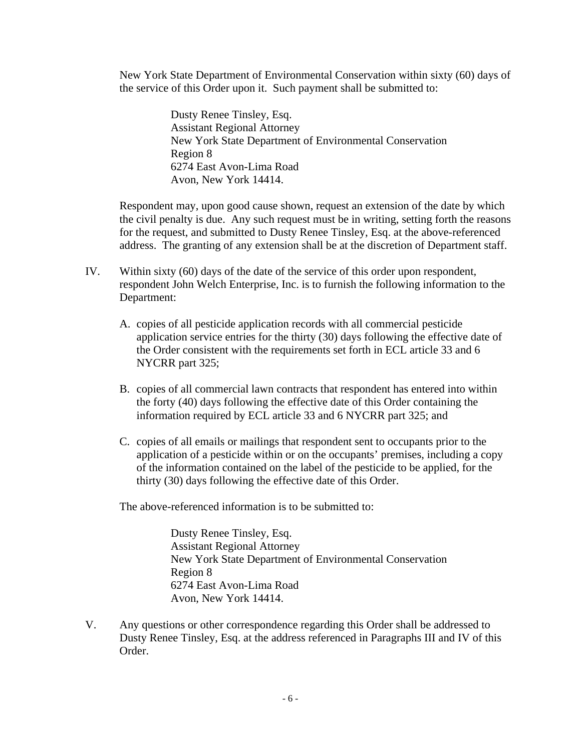New York State Department of Environmental Conservation within sixty (60) days of the service of this Order upon it. Such payment shall be submitted to:

> Dusty Renee Tinsley, Esq.
> Assistant Regional Attorney
> New York State Department of Environmental Conservation
> Region 8
> 6274 East Avon-Lima Road
> Avon, New York 14414.

Respondent may, upon good cause shown, request an extension of the date by which the civil penalty is due. Any such request must be in writing, setting forth the reasons for the request, and submitted to Dusty Renee Tinsley, Esq. at the above-referenced address. The granting of any extension shall be at the discretion of Department staff.

IV. Within sixty (60) days of the date of the service of this order upon respondent, respondent John Welch Enterprise, Inc. is to furnish the following information to the Department:

A. copies of all pesticide application records with all commercial pesticide application service entries for the thirty (30) days following the effective date of the Order consistent with the requirements set forth in ECL article 33 and 6 NYCRR part 325;

B. copies of all commercial lawn contracts that respondent has entered into within the forty (40) days following the effective date of this Order containing the information required by ECL article 33 and 6 NYCRR part 325; and

C. copies of all emails or mailings that respondent sent to occupants prior to the application of a pesticide within or on the occupants' premises, including a copy of the information contained on the label of the pesticide to be applied, for the thirty (30) days following the effective date of this Order.

The above-referenced information is to be submitted to:

> Dusty Renee Tinsley, Esq.
> Assistant Regional Attorney
> New York State Department of Environmental Conservation
> Region 8
> 6274 East Avon-Lima Road
> Avon, New York 14414.

V. Any questions or other correspondence regarding this Order shall be addressed to Dusty Renee Tinsley, Esq. at the address referenced in Paragraphs III and IV of this Order.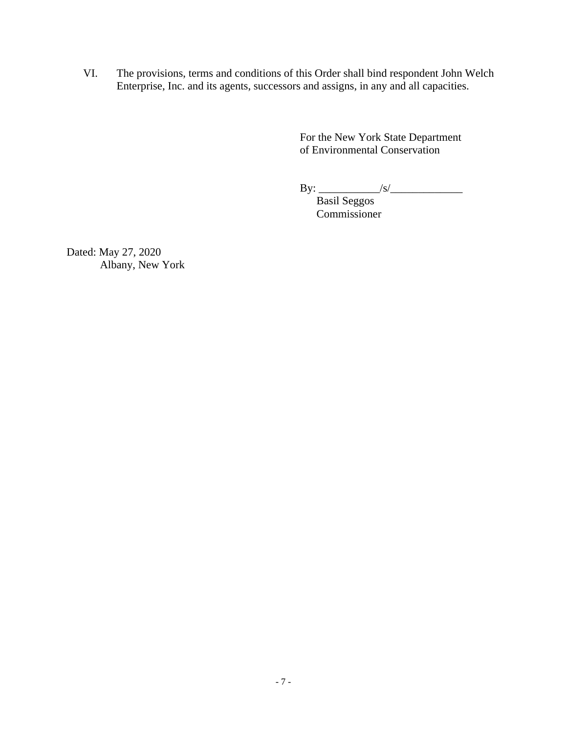VI. The provisions, terms and conditions of this Order shall bind respondent John Welch Enterprise, Inc. and its agents, successors and assigns, in any and all capacities.

For the New York State Department
of Environmental Conservation

By: ___________/s/_____________
Basil Seggos
Commissioner

Dated: May 27, 2020
Albany, New York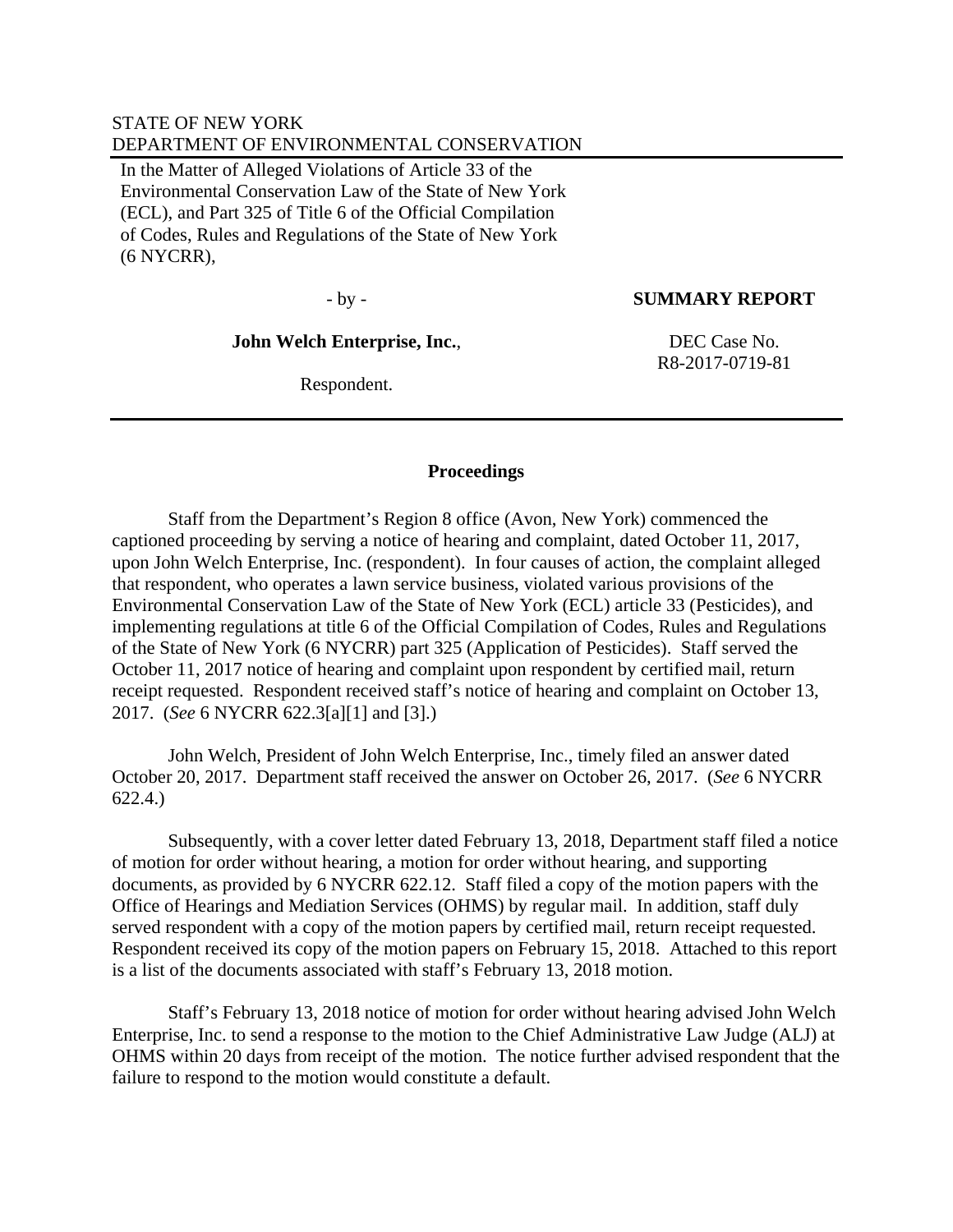STATE OF NEW YORK
DEPARTMENT OF ENVIRONMENTAL CONSERVATION

In the Matter of Alleged Violations of Article 33 of the Environmental Conservation Law of the State of New York (ECL), and Part 325 of Title 6 of the Official Compilation of Codes, Rules and Regulations of the State of New York (6 NYCRR),

- by -

**John Welch Enterprise, Inc.**,

Respondent.

**SUMMARY REPORT**

DEC Case No.
R8-2017-0719-81

## Proceedings

Staff from the Department's Region 8 office (Avon, New York) commenced the captioned proceeding by serving a notice of hearing and complaint, dated October 11, 2017, upon John Welch Enterprise, Inc. (respondent). In four causes of action, the complaint alleged that respondent, who operates a lawn service business, violated various provisions of the Environmental Conservation Law of the State of New York (ECL) article 33 (Pesticides), and implementing regulations at title 6 of the Official Compilation of Codes, Rules and Regulations of the State of New York (6 NYCRR) part 325 (Application of Pesticides). Staff served the October 11, 2017 notice of hearing and complaint upon respondent by certified mail, return receipt requested. Respondent received staff's notice of hearing and complaint on October 13, 2017. (*See* 6 NYCRR 622.3[a][1] and [3].)

John Welch, President of John Welch Enterprise, Inc., timely filed an answer dated October 20, 2017. Department staff received the answer on October 26, 2017. (*See* 6 NYCRR 622.4.)

Subsequently, with a cover letter dated February 13, 2018, Department staff filed a notice of motion for order without hearing, a motion for order without hearing, and supporting documents, as provided by 6 NYCRR 622.12. Staff filed a copy of the motion papers with the Office of Hearings and Mediation Services (OHMS) by regular mail. In addition, staff duly served respondent with a copy of the motion papers by certified mail, return receipt requested. Respondent received its copy of the motion papers on February 15, 2018. Attached to this report is a list of the documents associated with staff's February 13, 2018 motion.

Staff's February 13, 2018 notice of motion for order without hearing advised John Welch Enterprise, Inc. to send a response to the motion to the Chief Administrative Law Judge (ALJ) at OHMS within 20 days from receipt of the motion. The notice further advised respondent that the failure to respond to the motion would constitute a default.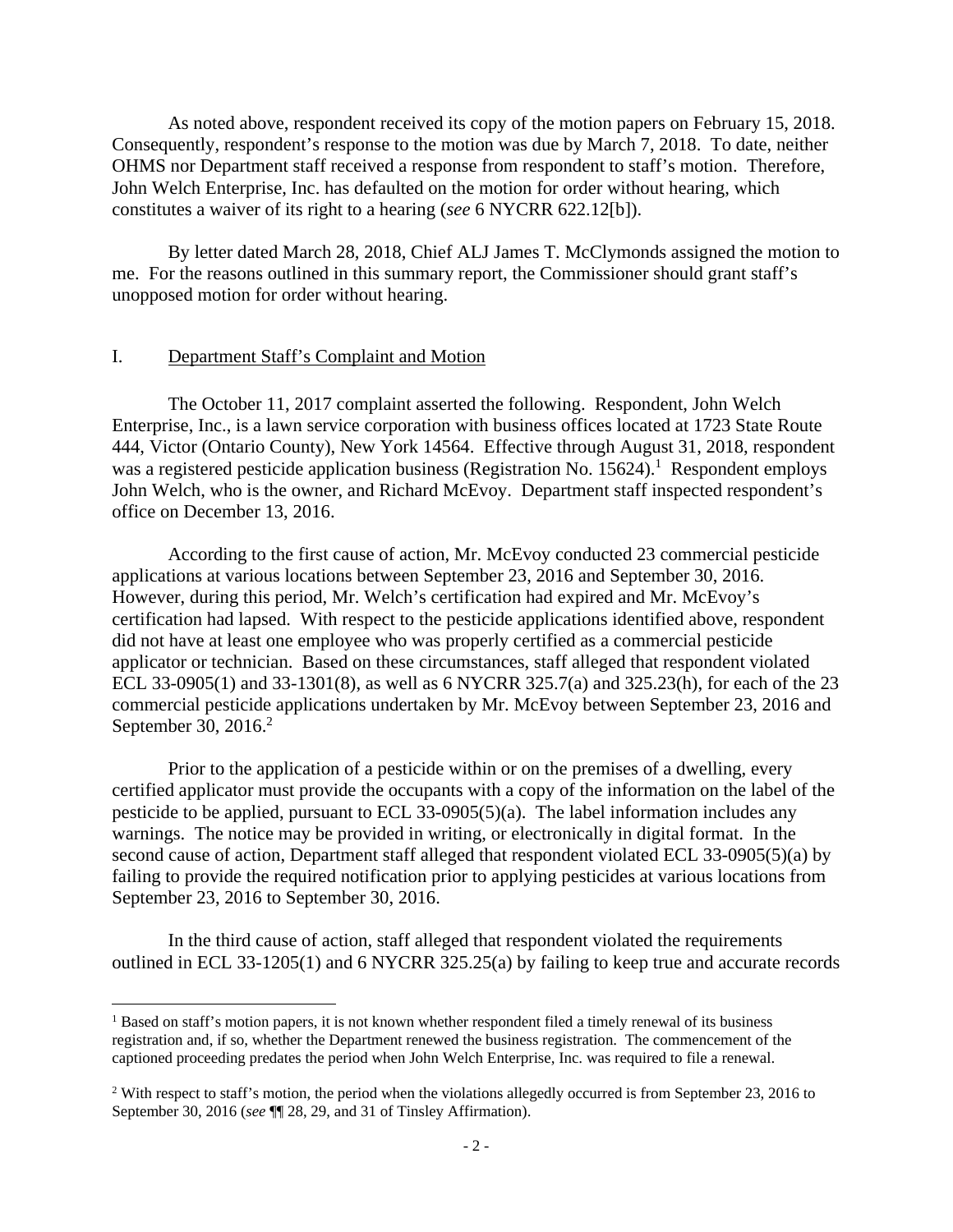As noted above, respondent received its copy of the motion papers on February 15, 2018. Consequently, respondent's response to the motion was due by March 7, 2018. To date, neither OHMS nor Department staff received a response from respondent to staff's motion. Therefore, John Welch Enterprise, Inc. has defaulted on the motion for order without hearing, which constitutes a waiver of its right to a hearing (*see* 6 NYCRR 622.12[b]).

By letter dated March 28, 2018, Chief ALJ James T. McClymonds assigned the motion to me. For the reasons outlined in this summary report, the Commissioner should grant staff's unopposed motion for order without hearing.

## I. Department Staff's Complaint and Motion

The October 11, 2017 complaint asserted the following. Respondent, John Welch Enterprise, Inc., is a lawn service corporation with business offices located at 1723 State Route 444, Victor (Ontario County), New York 14564. Effective through August 31, 2018, respondent was a registered pesticide application business (Registration No. 15624).[1] Respondent employs John Welch, who is the owner, and Richard McEvoy. Department staff inspected respondent's office on December 13, 2016.

According to the first cause of action, Mr. McEvoy conducted 23 commercial pesticide applications at various locations between September 23, 2016 and September 30, 2016. However, during this period, Mr. Welch's certification had expired and Mr. McEvoy's certification had lapsed. With respect to the pesticide applications identified above, respondent did not have at least one employee who was properly certified as a commercial pesticide applicator or technician. Based on these circumstances, staff alleged that respondent violated ECL 33-0905(1) and 33-1301(8), as well as 6 NYCRR 325.7(a) and 325.23(h), for each of the 23 commercial pesticide applications undertaken by Mr. McEvoy between September 23, 2016 and September 30, 2016.[2]

Prior to the application of a pesticide within or on the premises of a dwelling, every certified applicator must provide the occupants with a copy of the information on the label of the pesticide to be applied, pursuant to ECL 33-0905(5)(a). The label information includes any warnings. The notice may be provided in writing, or electronically in digital format. In the second cause of action, Department staff alleged that respondent violated ECL 33-0905(5)(a) by failing to provide the required notification prior to applying pesticides at various locations from September 23, 2016 to September 30, 2016.

In the third cause of action, staff alleged that respondent violated the requirements outlined in ECL 33-1205(1) and 6 NYCRR 325.25(a) by failing to keep true and accurate records

---

[1] Based on staff's motion papers, it is not known whether respondent filed a timely renewal of its business registration and, if so, whether the Department renewed the business registration. The commencement of the captioned proceeding predates the period when John Welch Enterprise, Inc. was required to file a renewal.

[2] With respect to staff's motion, the period when the violations allegedly occurred is from September 23, 2016 to September 30, 2016 (*see* ¶¶ 28, 29, and 31 of Tinsley Affirmation).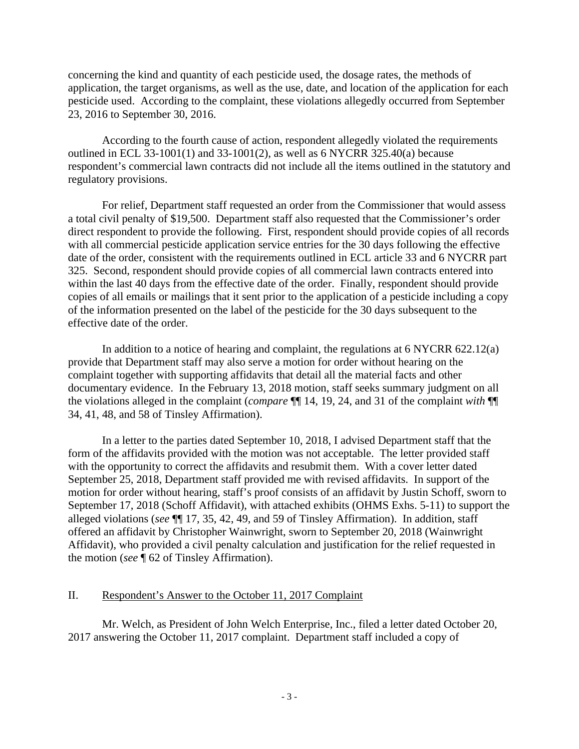concerning the kind and quantity of each pesticide used, the dosage rates, the methods of application, the target organisms, as well as the use, date, and location of the application for each pesticide used. According to the complaint, these violations allegedly occurred from September 23, 2016 to September 30, 2016.

According to the fourth cause of action, respondent allegedly violated the requirements outlined in ECL 33-1001(1) and 33-1001(2), as well as 6 NYCRR 325.40(a) because respondent's commercial lawn contracts did not include all the items outlined in the statutory and regulatory provisions.

For relief, Department staff requested an order from the Commissioner that would assess a total civil penalty of $19,500. Department staff also requested that the Commissioner's order direct respondent to provide the following. First, respondent should provide copies of all records with all commercial pesticide application service entries for the 30 days following the effective date of the order, consistent with the requirements outlined in ECL article 33 and 6 NYCRR part 325. Second, respondent should provide copies of all commercial lawn contracts entered into within the last 40 days from the effective date of the order. Finally, respondent should provide copies of all emails or mailings that it sent prior to the application of a pesticide including a copy of the information presented on the label of the pesticide for the 30 days subsequent to the effective date of the order.

In addition to a notice of hearing and complaint, the regulations at 6 NYCRR 622.12(a) provide that Department staff may also serve a motion for order without hearing on the complaint together with supporting affidavits that detail all the material facts and other documentary evidence. In the February 13, 2018 motion, staff seeks summary judgment on all the violations alleged in the complaint (*compare* ¶¶ 14, 19, 24, and 31 of the complaint *with* ¶¶ 34, 41, 48, and 58 of Tinsley Affirmation).

In a letter to the parties dated September 10, 2018, I advised Department staff that the form of the affidavits provided with the motion was not acceptable. The letter provided staff with the opportunity to correct the affidavits and resubmit them. With a cover letter dated September 25, 2018, Department staff provided me with revised affidavits. In support of the motion for order without hearing, staff's proof consists of an affidavit by Justin Schoff, sworn to September 17, 2018 (Schoff Affidavit), with attached exhibits (OHMS Exhs. 5-11) to support the alleged violations (*see* ¶¶ 17, 35, 42, 49, and 59 of Tinsley Affirmation). In addition, staff offered an affidavit by Christopher Wainwright, sworn to September 20, 2018 (Wainwright Affidavit), who provided a civil penalty calculation and justification for the relief requested in the motion (*see* ¶ 62 of Tinsley Affirmation).

## II. Respondent's Answer to the October 11, 2017 Complaint

Mr. Welch, as President of John Welch Enterprise, Inc., filed a letter dated October 20, 2017 answering the October 11, 2017 complaint. Department staff included a copy of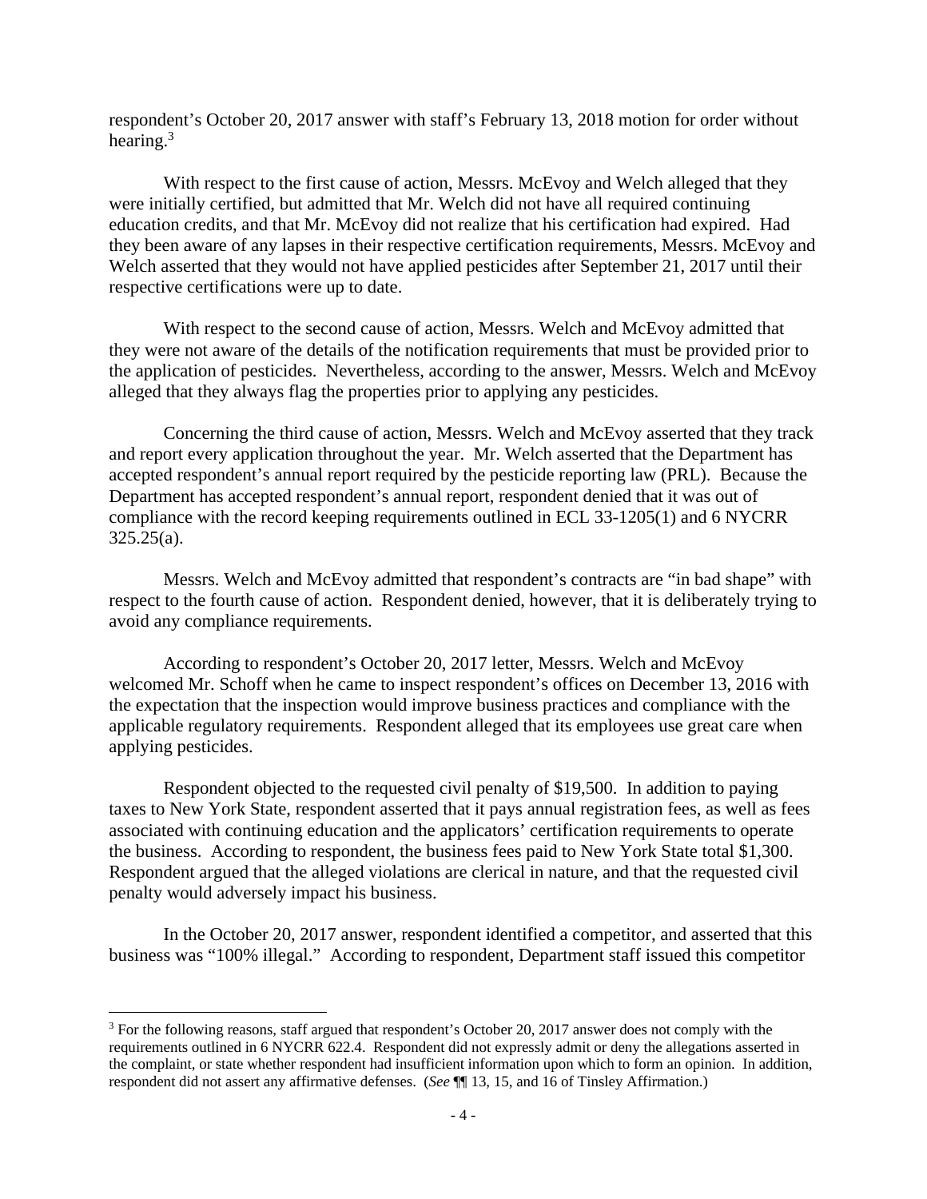respondent's October 20, 2017 answer with staff's February 13, 2018 motion for order without hearing.[3]

With respect to the first cause of action, Messrs. McEvoy and Welch alleged that they were initially certified, but admitted that Mr. Welch did not have all required continuing education credits, and that Mr. McEvoy did not realize that his certification had expired. Had they been aware of any lapses in their respective certification requirements, Messrs. McEvoy and Welch asserted that they would not have applied pesticides after September 21, 2017 until their respective certifications were up to date.

With respect to the second cause of action, Messrs. Welch and McEvoy admitted that they were not aware of the details of the notification requirements that must be provided prior to the application of pesticides. Nevertheless, according to the answer, Messrs. Welch and McEvoy alleged that they always flag the properties prior to applying any pesticides.

Concerning the third cause of action, Messrs. Welch and McEvoy asserted that they track and report every application throughout the year. Mr. Welch asserted that the Department has accepted respondent's annual report required by the pesticide reporting law (PRL). Because the Department has accepted respondent's annual report, respondent denied that it was out of compliance with the record keeping requirements outlined in ECL 33-1205(1) and 6 NYCRR 325.25(a).

Messrs. Welch and McEvoy admitted that respondent's contracts are "in bad shape" with respect to the fourth cause of action. Respondent denied, however, that it is deliberately trying to avoid any compliance requirements.

According to respondent's October 20, 2017 letter, Messrs. Welch and McEvoy welcomed Mr. Schoff when he came to inspect respondent's offices on December 13, 2016 with the expectation that the inspection would improve business practices and compliance with the applicable regulatory requirements. Respondent alleged that its employees use great care when applying pesticides.

Respondent objected to the requested civil penalty of $19,500. In addition to paying taxes to New York State, respondent asserted that it pays annual registration fees, as well as fees associated with continuing education and the applicators' certification requirements to operate the business. According to respondent, the business fees paid to New York State total $1,300. Respondent argued that the alleged violations are clerical in nature, and that the requested civil penalty would adversely impact his business.

In the October 20, 2017 answer, respondent identified a competitor, and asserted that this business was "100% illegal." According to respondent, Department staff issued this competitor

[3] For the following reasons, staff argued that respondent's October 20, 2017 answer does not comply with the requirements outlined in 6 NYCRR 622.4. Respondent did not expressly admit or deny the allegations asserted in the complaint, or state whether respondent had insufficient information upon which to form an opinion. In addition, respondent did not assert any affirmative defenses. (*See* ¶¶ 13, 15, and 16 of Tinsley Affirmation.)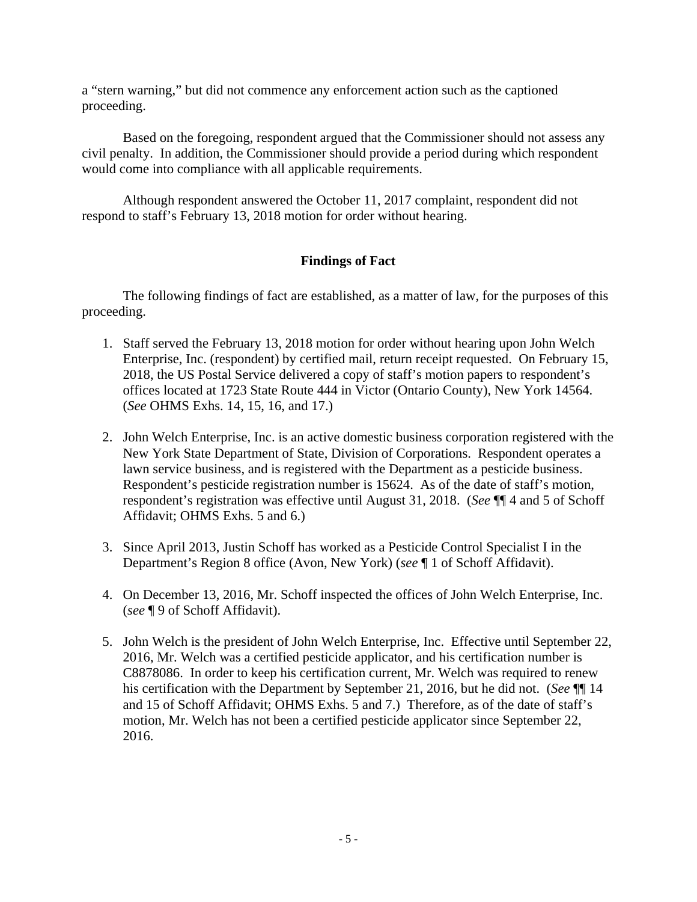a "stern warning," but did not commence any enforcement action such as the captioned proceeding.

Based on the foregoing, respondent argued that the Commissioner should not assess any civil penalty. In addition, the Commissioner should provide a period during which respondent would come into compliance with all applicable requirements.

Although respondent answered the October 11, 2017 complaint, respondent did not respond to staff's February 13, 2018 motion for order without hearing.

## Findings of Fact

The following findings of fact are established, as a matter of law, for the purposes of this proceeding.

1. Staff served the February 13, 2018 motion for order without hearing upon John Welch Enterprise, Inc. (respondent) by certified mail, return receipt requested. On February 15, 2018, the US Postal Service delivered a copy of staff's motion papers to respondent's offices located at 1723 State Route 444 in Victor (Ontario County), New York 14564. (*See* OHMS Exhs. 14, 15, 16, and 17.)

2. John Welch Enterprise, Inc. is an active domestic business corporation registered with the New York State Department of State, Division of Corporations. Respondent operates a lawn service business, and is registered with the Department as a pesticide business. Respondent's pesticide registration number is 15624. As of the date of staff's motion, respondent's registration was effective until August 31, 2018. (*See* ¶¶ 4 and 5 of Schoff Affidavit; OHMS Exhs. 5 and 6.)

3. Since April 2013, Justin Schoff has worked as a Pesticide Control Specialist I in the Department's Region 8 office (Avon, New York) (*see* ¶ 1 of Schoff Affidavit).

4. On December 13, 2016, Mr. Schoff inspected the offices of John Welch Enterprise, Inc. (*see* ¶ 9 of Schoff Affidavit).

5. John Welch is the president of John Welch Enterprise, Inc. Effective until September 22, 2016, Mr. Welch was a certified pesticide applicator, and his certification number is C8878086. In order to keep his certification current, Mr. Welch was required to renew his certification with the Department by September 21, 2016, but he did not. (*See* ¶¶ 14 and 15 of Schoff Affidavit; OHMS Exhs. 5 and 7.) Therefore, as of the date of staff's motion, Mr. Welch has not been a certified pesticide applicator since September 22, 2016.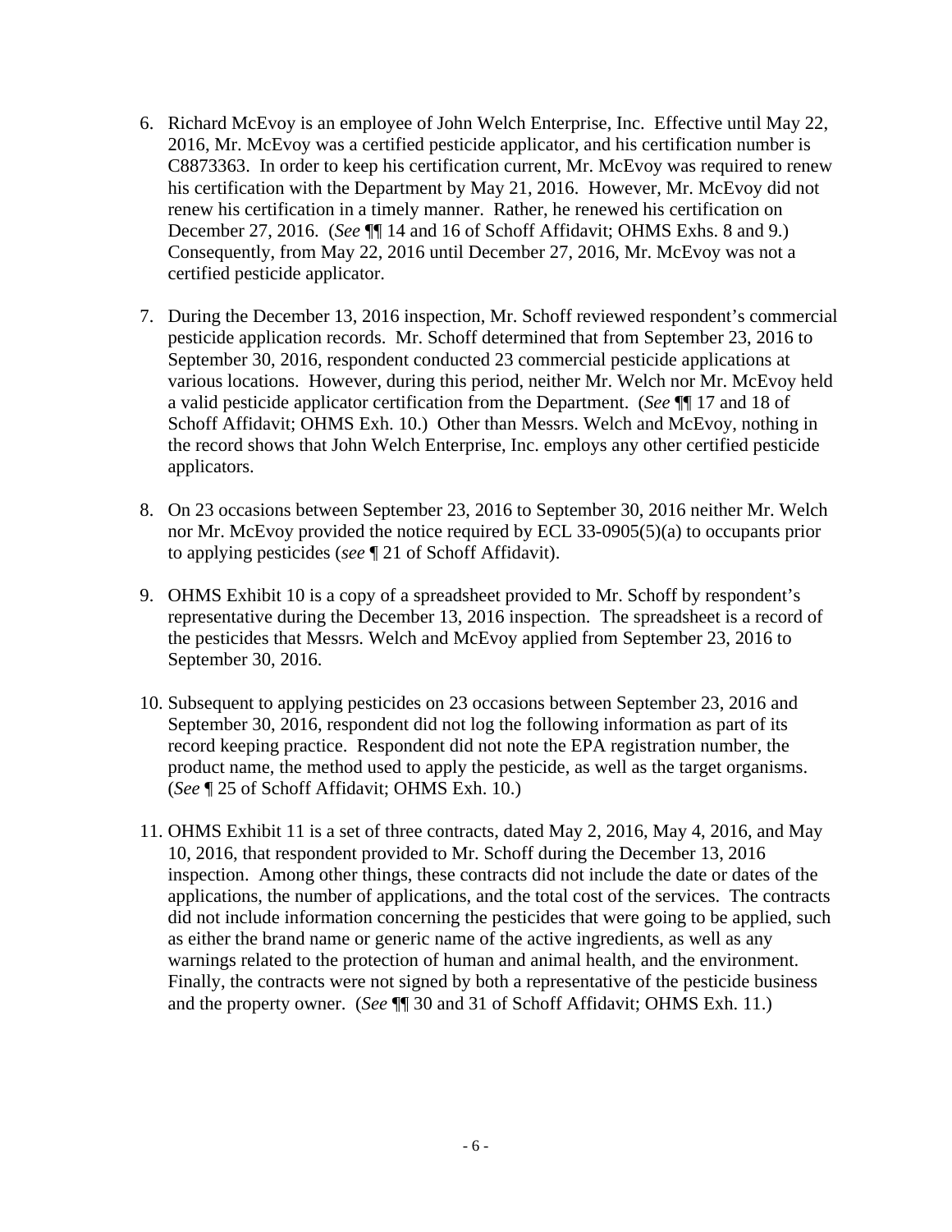6. Richard McEvoy is an employee of John Welch Enterprise, Inc. Effective until May 22, 2016, Mr. McEvoy was a certified pesticide applicator, and his certification number is C8873363. In order to keep his certification current, Mr. McEvoy was required to renew his certification with the Department by May 21, 2016. However, Mr. McEvoy did not renew his certification in a timely manner. Rather, he renewed his certification on December 27, 2016. (*See* ¶¶ 14 and 16 of Schoff Affidavit; OHMS Exhs. 8 and 9.) Consequently, from May 22, 2016 until December 27, 2016, Mr. McEvoy was not a certified pesticide applicator.

7. During the December 13, 2016 inspection, Mr. Schoff reviewed respondent's commercial pesticide application records. Mr. Schoff determined that from September 23, 2016 to September 30, 2016, respondent conducted 23 commercial pesticide applications at various locations. However, during this period, neither Mr. Welch nor Mr. McEvoy held a valid pesticide applicator certification from the Department. (*See* ¶¶ 17 and 18 of Schoff Affidavit; OHMS Exh. 10.) Other than Messrs. Welch and McEvoy, nothing in the record shows that John Welch Enterprise, Inc. employs any other certified pesticide applicators.

8. On 23 occasions between September 23, 2016 to September 30, 2016 neither Mr. Welch nor Mr. McEvoy provided the notice required by ECL 33-0905(5)(a) to occupants prior to applying pesticides (*see* ¶ 21 of Schoff Affidavit).

9. OHMS Exhibit 10 is a copy of a spreadsheet provided to Mr. Schoff by respondent's representative during the December 13, 2016 inspection. The spreadsheet is a record of the pesticides that Messrs. Welch and McEvoy applied from September 23, 2016 to September 30, 2016.

10. Subsequent to applying pesticides on 23 occasions between September 23, 2016 and September 30, 2016, respondent did not log the following information as part of its record keeping practice. Respondent did not note the EPA registration number, the product name, the method used to apply the pesticide, as well as the target organisms. (*See* ¶ 25 of Schoff Affidavit; OHMS Exh. 10.)

11. OHMS Exhibit 11 is a set of three contracts, dated May 2, 2016, May 4, 2016, and May 10, 2016, that respondent provided to Mr. Schoff during the December 13, 2016 inspection. Among other things, these contracts did not include the date or dates of the applications, the number of applications, and the total cost of the services. The contracts did not include information concerning the pesticides that were going to be applied, such as either the brand name or generic name of the active ingredients, as well as any warnings related to the protection of human and animal health, and the environment. Finally, the contracts were not signed by both a representative of the pesticide business and the property owner. (*See* ¶¶ 30 and 31 of Schoff Affidavit; OHMS Exh. 11.)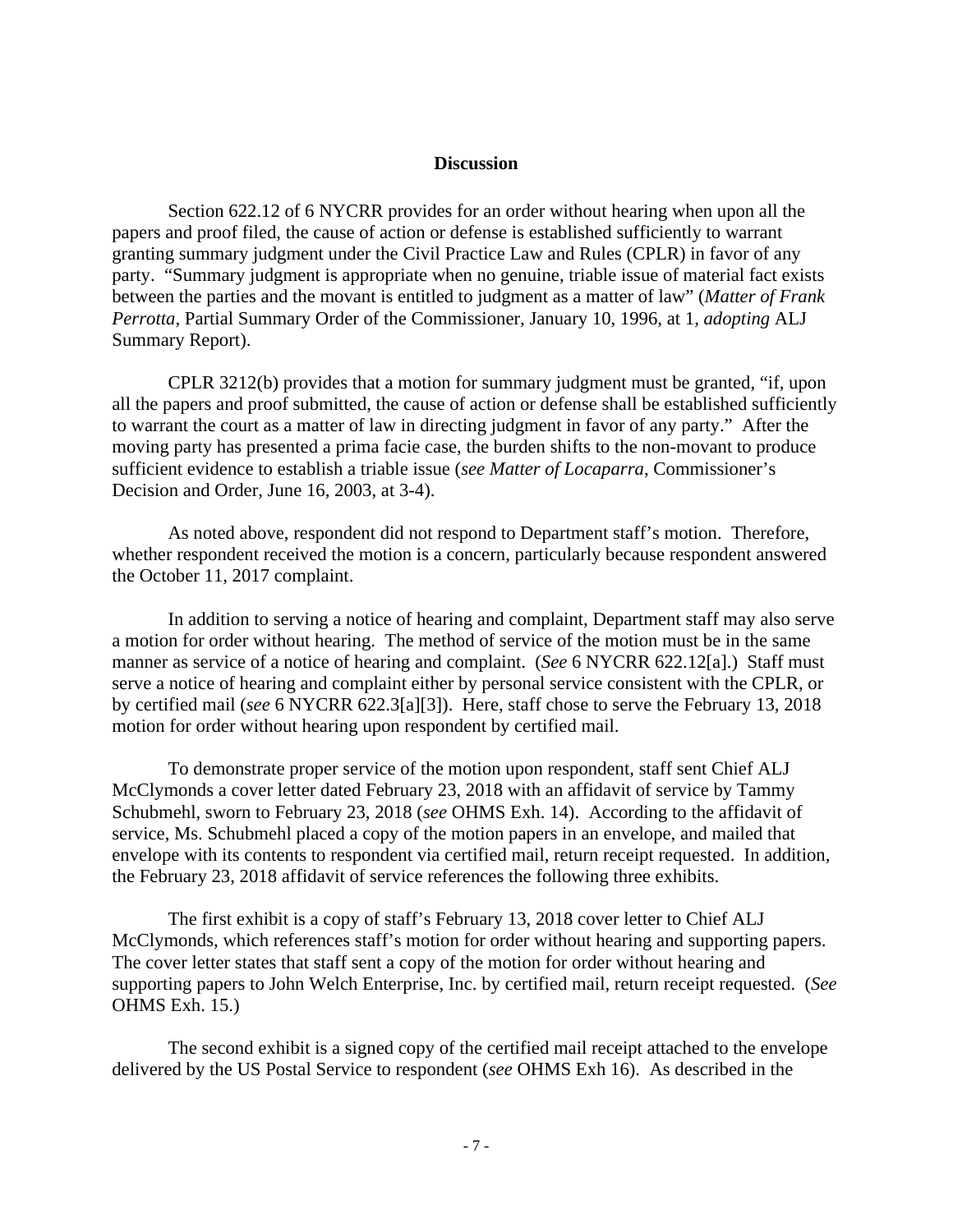## Discussion

Section 622.12 of 6 NYCRR provides for an order without hearing when upon all the papers and proof filed, the cause of action or defense is established sufficiently to warrant granting summary judgment under the Civil Practice Law and Rules (CPLR) in favor of any party. "Summary judgment is appropriate when no genuine, triable issue of material fact exists between the parties and the movant is entitled to judgment as a matter of law" (*Matter of Frank Perrotta*, Partial Summary Order of the Commissioner, January 10, 1996, at 1, *adopting* ALJ Summary Report).

CPLR 3212(b) provides that a motion for summary judgment must be granted, "if, upon all the papers and proof submitted, the cause of action or defense shall be established sufficiently to warrant the court as a matter of law in directing judgment in favor of any party." After the moving party has presented a prima facie case, the burden shifts to the non-movant to produce sufficient evidence to establish a triable issue (*see Matter of Locaparra*, Commissioner's Decision and Order, June 16, 2003, at 3-4).

As noted above, respondent did not respond to Department staff's motion. Therefore, whether respondent received the motion is a concern, particularly because respondent answered the October 11, 2017 complaint.

In addition to serving a notice of hearing and complaint, Department staff may also serve a motion for order without hearing. The method of service of the motion must be in the same manner as service of a notice of hearing and complaint. (*See* 6 NYCRR 622.12[a].) Staff must serve a notice of hearing and complaint either by personal service consistent with the CPLR, or by certified mail (*see* 6 NYCRR 622.3[a][3]). Here, staff chose to serve the February 13, 2018 motion for order without hearing upon respondent by certified mail.

To demonstrate proper service of the motion upon respondent, staff sent Chief ALJ McClymonds a cover letter dated February 23, 2018 with an affidavit of service by Tammy Schubmehl, sworn to February 23, 2018 (*see* OHMS Exh. 14). According to the affidavit of service, Ms. Schubmehl placed a copy of the motion papers in an envelope, and mailed that envelope with its contents to respondent via certified mail, return receipt requested. In addition, the February 23, 2018 affidavit of service references the following three exhibits.

The first exhibit is a copy of staff's February 13, 2018 cover letter to Chief ALJ McClymonds, which references staff's motion for order without hearing and supporting papers. The cover letter states that staff sent a copy of the motion for order without hearing and supporting papers to John Welch Enterprise, Inc. by certified mail, return receipt requested. (*See* OHMS Exh. 15.)

The second exhibit is a signed copy of the certified mail receipt attached to the envelope delivered by the US Postal Service to respondent (*see* OHMS Exh 16). As described in the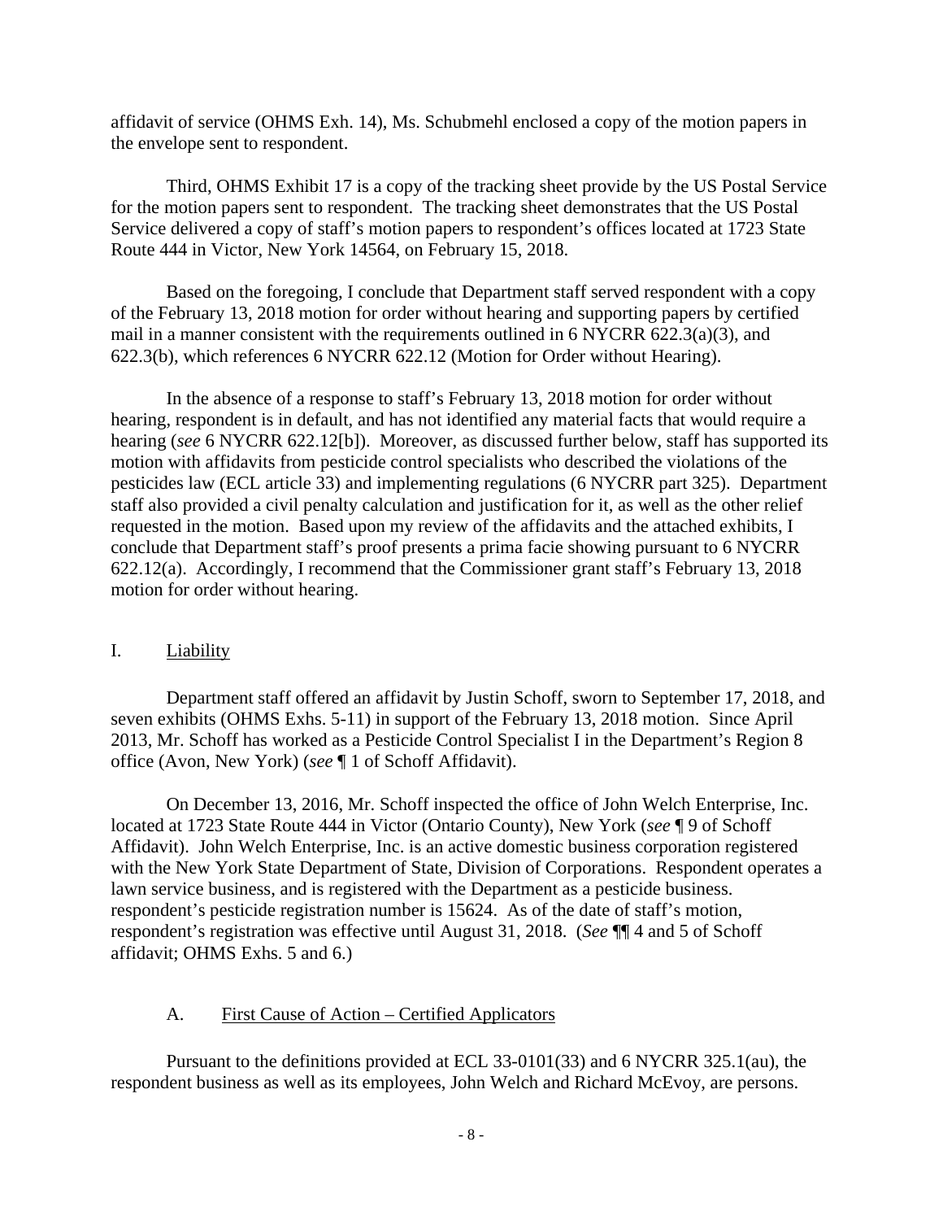affidavit of service (OHMS Exh. 14), Ms. Schubmehl enclosed a copy of the motion papers in the envelope sent to respondent.

Third, OHMS Exhibit 17 is a copy of the tracking sheet provide by the US Postal Service for the motion papers sent to respondent. The tracking sheet demonstrates that the US Postal Service delivered a copy of staff's motion papers to respondent's offices located at 1723 State Route 444 in Victor, New York 14564, on February 15, 2018.

Based on the foregoing, I conclude that Department staff served respondent with a copy of the February 13, 2018 motion for order without hearing and supporting papers by certified mail in a manner consistent with the requirements outlined in 6 NYCRR 622.3(a)(3), and 622.3(b), which references 6 NYCRR 622.12 (Motion for Order without Hearing).

In the absence of a response to staff's February 13, 2018 motion for order without hearing, respondent is in default, and has not identified any material facts that would require a hearing (*see* 6 NYCRR 622.12[b]). Moreover, as discussed further below, staff has supported its motion with affidavits from pesticide control specialists who described the violations of the pesticides law (ECL article 33) and implementing regulations (6 NYCRR part 325). Department staff also provided a civil penalty calculation and justification for it, as well as the other relief requested in the motion. Based upon my review of the affidavits and the attached exhibits, I conclude that Department staff's proof presents a prima facie showing pursuant to 6 NYCRR 622.12(a). Accordingly, I recommend that the Commissioner grant staff's February 13, 2018 motion for order without hearing.

## I. Liability

Department staff offered an affidavit by Justin Schoff, sworn to September 17, 2018, and seven exhibits (OHMS Exhs. 5-11) in support of the February 13, 2018 motion. Since April 2013, Mr. Schoff has worked as a Pesticide Control Specialist I in the Department's Region 8 office (Avon, New York) (*see* ¶ 1 of Schoff Affidavit).

On December 13, 2016, Mr. Schoff inspected the office of John Welch Enterprise, Inc. located at 1723 State Route 444 in Victor (Ontario County), New York (*see* ¶ 9 of Schoff Affidavit). John Welch Enterprise, Inc. is an active domestic business corporation registered with the New York State Department of State, Division of Corporations. Respondent operates a lawn service business, and is registered with the Department as a pesticide business. respondent's pesticide registration number is 15624. As of the date of staff's motion, respondent's registration was effective until August 31, 2018. (*See* ¶¶ 4 and 5 of Schoff affidavit; OHMS Exhs. 5 and 6.)

### A. First Cause of Action – Certified Applicators

Pursuant to the definitions provided at ECL 33-0101(33) and 6 NYCRR 325.1(au), the respondent business as well as its employees, John Welch and Richard McEvoy, are persons.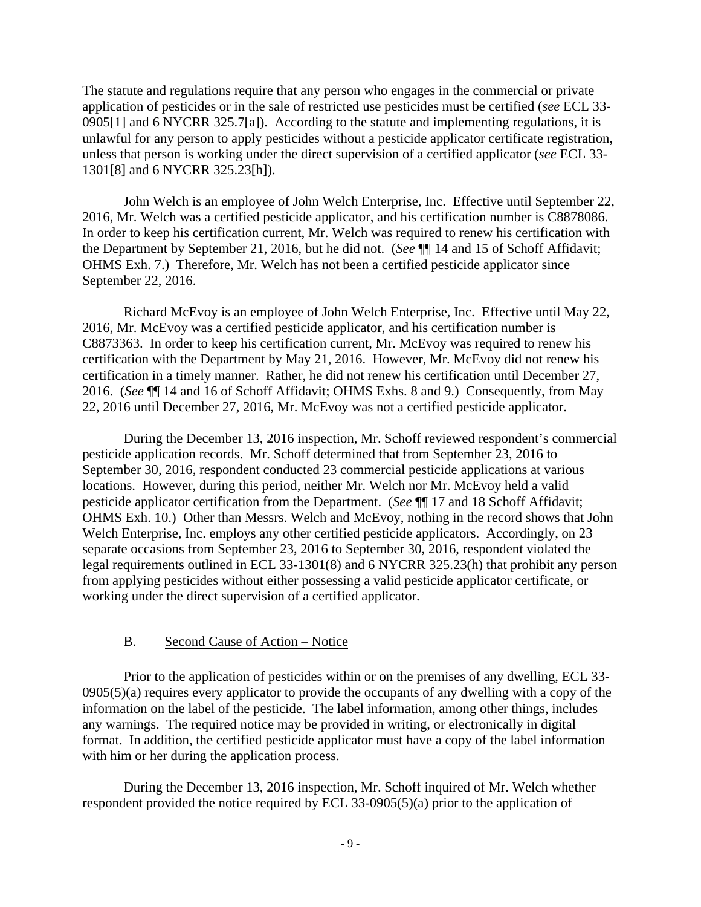The statute and regulations require that any person who engages in the commercial or private application of pesticides or in the sale of restricted use pesticides must be certified (*see* ECL 33-0905[1] and 6 NYCRR 325.7[a]). According to the statute and implementing regulations, it is unlawful for any person to apply pesticides without a pesticide applicator certificate registration, unless that person is working under the direct supervision of a certified applicator (*see* ECL 33-1301[8] and 6 NYCRR 325.23[h]).

John Welch is an employee of John Welch Enterprise, Inc. Effective until September 22, 2016, Mr. Welch was a certified pesticide applicator, and his certification number is C8878086. In order to keep his certification current, Mr. Welch was required to renew his certification with the Department by September 21, 2016, but he did not. (*See* ¶¶ 14 and 15 of Schoff Affidavit; OHMS Exh. 7.) Therefore, Mr. Welch has not been a certified pesticide applicator since September 22, 2016.

Richard McEvoy is an employee of John Welch Enterprise, Inc. Effective until May 22, 2016, Mr. McEvoy was a certified pesticide applicator, and his certification number is C8873363. In order to keep his certification current, Mr. McEvoy was required to renew his certification with the Department by May 21, 2016. However, Mr. McEvoy did not renew his certification in a timely manner. Rather, he did not renew his certification until December 27, 2016. (*See* ¶¶ 14 and 16 of Schoff Affidavit; OHMS Exhs. 8 and 9.) Consequently, from May 22, 2016 until December 27, 2016, Mr. McEvoy was not a certified pesticide applicator.

During the December 13, 2016 inspection, Mr. Schoff reviewed respondent's commercial pesticide application records. Mr. Schoff determined that from September 23, 2016 to September 30, 2016, respondent conducted 23 commercial pesticide applications at various locations. However, during this period, neither Mr. Welch nor Mr. McEvoy held a valid pesticide applicator certification from the Department. (*See* ¶¶ 17 and 18 Schoff Affidavit; OHMS Exh. 10.) Other than Messrs. Welch and McEvoy, nothing in the record shows that John Welch Enterprise, Inc. employs any other certified pesticide applicators. Accordingly, on 23 separate occasions from September 23, 2016 to September 30, 2016, respondent violated the legal requirements outlined in ECL 33-1301(8) and 6 NYCRR 325.23(h) that prohibit any person from applying pesticides without either possessing a valid pesticide applicator certificate, or working under the direct supervision of a certified applicator.

### B. Second Cause of Action – Notice

Prior to the application of pesticides within or on the premises of any dwelling, ECL 33-0905(5)(a) requires every applicator to provide the occupants of any dwelling with a copy of the information on the label of the pesticide. The label information, among other things, includes any warnings. The required notice may be provided in writing, or electronically in digital format. In addition, the certified pesticide applicator must have a copy of the label information with him or her during the application process.

During the December 13, 2016 inspection, Mr. Schoff inquired of Mr. Welch whether respondent provided the notice required by ECL 33-0905(5)(a) prior to the application of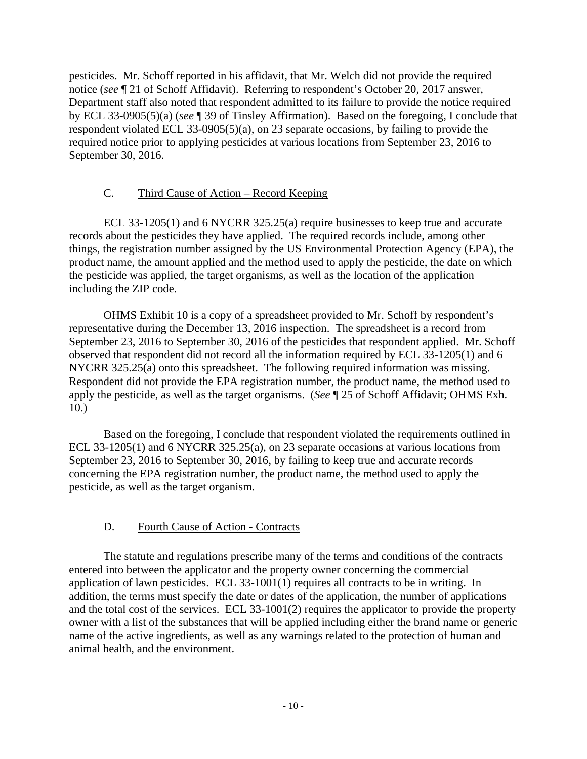pesticides. Mr. Schoff reported in his affidavit, that Mr. Welch did not provide the required notice (*see* ¶ 21 of Schoff Affidavit). Referring to respondent's October 20, 2017 answer, Department staff also noted that respondent admitted to its failure to provide the notice required by ECL 33-0905(5)(a) (*see* ¶ 39 of Tinsley Affirmation). Based on the foregoing, I conclude that respondent violated ECL 33-0905(5)(a), on 23 separate occasions, by failing to provide the required notice prior to applying pesticides at various locations from September 23, 2016 to September 30, 2016.

### C. Third Cause of Action – Record Keeping

ECL 33-1205(1) and 6 NYCRR 325.25(a) require businesses to keep true and accurate records about the pesticides they have applied. The required records include, among other things, the registration number assigned by the US Environmental Protection Agency (EPA), the product name, the amount applied and the method used to apply the pesticide, the date on which the pesticide was applied, the target organisms, as well as the location of the application including the ZIP code.

OHMS Exhibit 10 is a copy of a spreadsheet provided to Mr. Schoff by respondent's representative during the December 13, 2016 inspection. The spreadsheet is a record from September 23, 2016 to September 30, 2016 of the pesticides that respondent applied. Mr. Schoff observed that respondent did not record all the information required by ECL 33-1205(1) and 6 NYCRR 325.25(a) onto this spreadsheet. The following required information was missing. Respondent did not provide the EPA registration number, the product name, the method used to apply the pesticide, as well as the target organisms. (*See* ¶ 25 of Schoff Affidavit; OHMS Exh. 10.)

Based on the foregoing, I conclude that respondent violated the requirements outlined in ECL 33-1205(1) and 6 NYCRR 325.25(a), on 23 separate occasions at various locations from September 23, 2016 to September 30, 2016, by failing to keep true and accurate records concerning the EPA registration number, the product name, the method used to apply the pesticide, as well as the target organism.

### D. Fourth Cause of Action - Contracts

The statute and regulations prescribe many of the terms and conditions of the contracts entered into between the applicator and the property owner concerning the commercial application of lawn pesticides. ECL 33-1001(1) requires all contracts to be in writing. In addition, the terms must specify the date or dates of the application, the number of applications and the total cost of the services. ECL 33-1001(2) requires the applicator to provide the property owner with a list of the substances that will be applied including either the brand name or generic name of the active ingredients, as well as any warnings related to the protection of human and animal health, and the environment.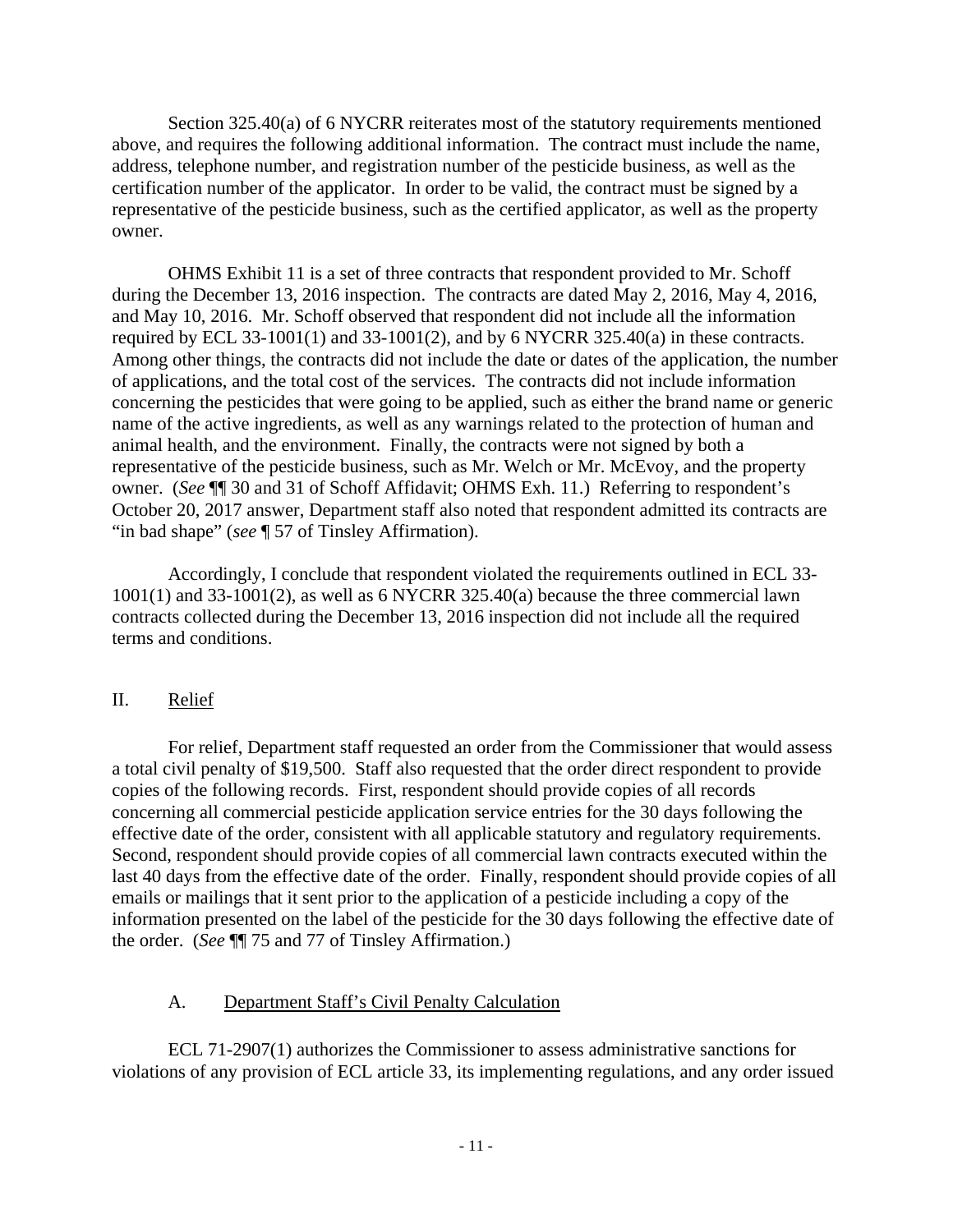Section 325.40(a) of 6 NYCRR reiterates most of the statutory requirements mentioned above, and requires the following additional information. The contract must include the name, address, telephone number, and registration number of the pesticide business, as well as the certification number of the applicator. In order to be valid, the contract must be signed by a representative of the pesticide business, such as the certified applicator, as well as the property owner.

OHMS Exhibit 11 is a set of three contracts that respondent provided to Mr. Schoff during the December 13, 2016 inspection. The contracts are dated May 2, 2016, May 4, 2016, and May 10, 2016. Mr. Schoff observed that respondent did not include all the information required by ECL 33-1001(1) and 33-1001(2), and by 6 NYCRR 325.40(a) in these contracts. Among other things, the contracts did not include the date or dates of the application, the number of applications, and the total cost of the services. The contracts did not include information concerning the pesticides that were going to be applied, such as either the brand name or generic name of the active ingredients, as well as any warnings related to the protection of human and animal health, and the environment. Finally, the contracts were not signed by both a representative of the pesticide business, such as Mr. Welch or Mr. McEvoy, and the property owner. (*See* ¶¶ 30 and 31 of Schoff Affidavit; OHMS Exh. 11.) Referring to respondent's October 20, 2017 answer, Department staff also noted that respondent admitted its contracts are "in bad shape" (*see* ¶ 57 of Tinsley Affirmation).

Accordingly, I conclude that respondent violated the requirements outlined in ECL 33-1001(1) and 33-1001(2), as well as 6 NYCRR 325.40(a) because the three commercial lawn contracts collected during the December 13, 2016 inspection did not include all the required terms and conditions.

## II. Relief

For relief, Department staff requested an order from the Commissioner that would assess a total civil penalty of $19,500. Staff also requested that the order direct respondent to provide copies of the following records. First, respondent should provide copies of all records concerning all commercial pesticide application service entries for the 30 days following the effective date of the order, consistent with all applicable statutory and regulatory requirements. Second, respondent should provide copies of all commercial lawn contracts executed within the last 40 days from the effective date of the order. Finally, respondent should provide copies of all emails or mailings that it sent prior to the application of a pesticide including a copy of the information presented on the label of the pesticide for the 30 days following the effective date of the order. (*See* ¶¶ 75 and 77 of Tinsley Affirmation.)

### A. Department Staff's Civil Penalty Calculation

ECL 71-2907(1) authorizes the Commissioner to assess administrative sanctions for violations of any provision of ECL article 33, its implementing regulations, and any order issued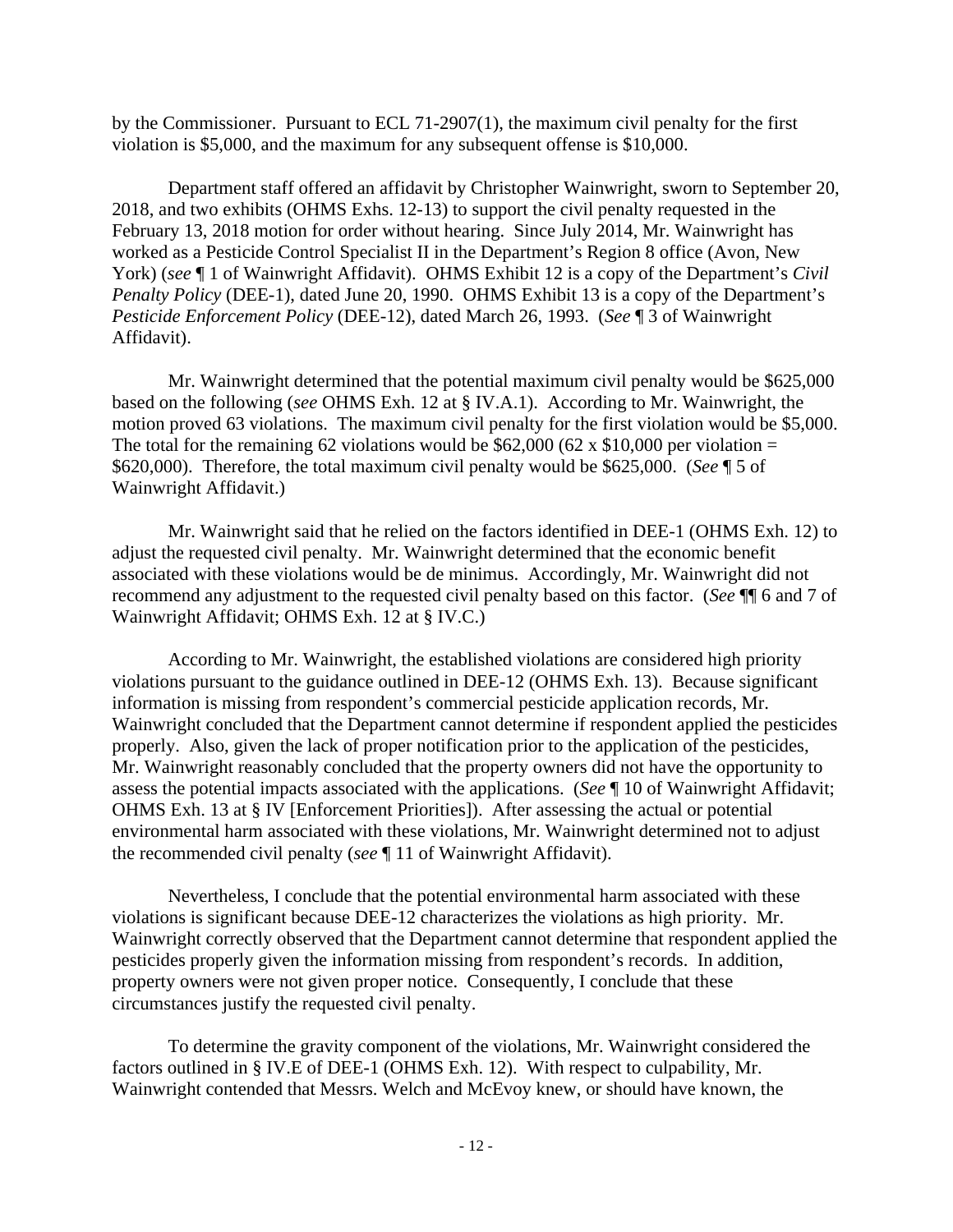by the Commissioner. Pursuant to ECL 71-2907(1), the maximum civil penalty for the first violation is $5,000, and the maximum for any subsequent offense is $10,000.

Department staff offered an affidavit by Christopher Wainwright, sworn to September 20, 2018, and two exhibits (OHMS Exhs. 12-13) to support the civil penalty requested in the February 13, 2018 motion for order without hearing. Since July 2014, Mr. Wainwright has worked as a Pesticide Control Specialist II in the Department's Region 8 office (Avon, New York) (*see* ¶ 1 of Wainwright Affidavit). OHMS Exhibit 12 is a copy of the Department's *Civil Penalty Policy* (DEE-1), dated June 20, 1990. OHMS Exhibit 13 is a copy of the Department's *Pesticide Enforcement Policy* (DEE-12), dated March 26, 1993. (*See* ¶ 3 of Wainwright Affidavit).

Mr. Wainwright determined that the potential maximum civil penalty would be $625,000 based on the following (*see* OHMS Exh. 12 at § IV.A.1). According to Mr. Wainwright, the motion proved 63 violations. The maximum civil penalty for the first violation would be $5,000. The total for the remaining 62 violations would be $62,000 (62 x $10,000 per violation = $620,000). Therefore, the total maximum civil penalty would be $625,000. (*See* ¶ 5 of Wainwright Affidavit.)

Mr. Wainwright said that he relied on the factors identified in DEE-1 (OHMS Exh. 12) to adjust the requested civil penalty. Mr. Wainwright determined that the economic benefit associated with these violations would be de minimus. Accordingly, Mr. Wainwright did not recommend any adjustment to the requested civil penalty based on this factor. (*See* ¶¶ 6 and 7 of Wainwright Affidavit; OHMS Exh. 12 at § IV.C.)

According to Mr. Wainwright, the established violations are considered high priority violations pursuant to the guidance outlined in DEE-12 (OHMS Exh. 13). Because significant information is missing from respondent's commercial pesticide application records, Mr. Wainwright concluded that the Department cannot determine if respondent applied the pesticides properly. Also, given the lack of proper notification prior to the application of the pesticides, Mr. Wainwright reasonably concluded that the property owners did not have the opportunity to assess the potential impacts associated with the applications. (*See* ¶ 10 of Wainwright Affidavit; OHMS Exh. 13 at § IV [Enforcement Priorities]). After assessing the actual or potential environmental harm associated with these violations, Mr. Wainwright determined not to adjust the recommended civil penalty (*see* ¶ 11 of Wainwright Affidavit).

Nevertheless, I conclude that the potential environmental harm associated with these violations is significant because DEE-12 characterizes the violations as high priority. Mr. Wainwright correctly observed that the Department cannot determine that respondent applied the pesticides properly given the information missing from respondent's records. In addition, property owners were not given proper notice. Consequently, I conclude that these circumstances justify the requested civil penalty.

To determine the gravity component of the violations, Mr. Wainwright considered the factors outlined in § IV.E of DEE-1 (OHMS Exh. 12). With respect to culpability, Mr. Wainwright contended that Messrs. Welch and McEvoy knew, or should have known, the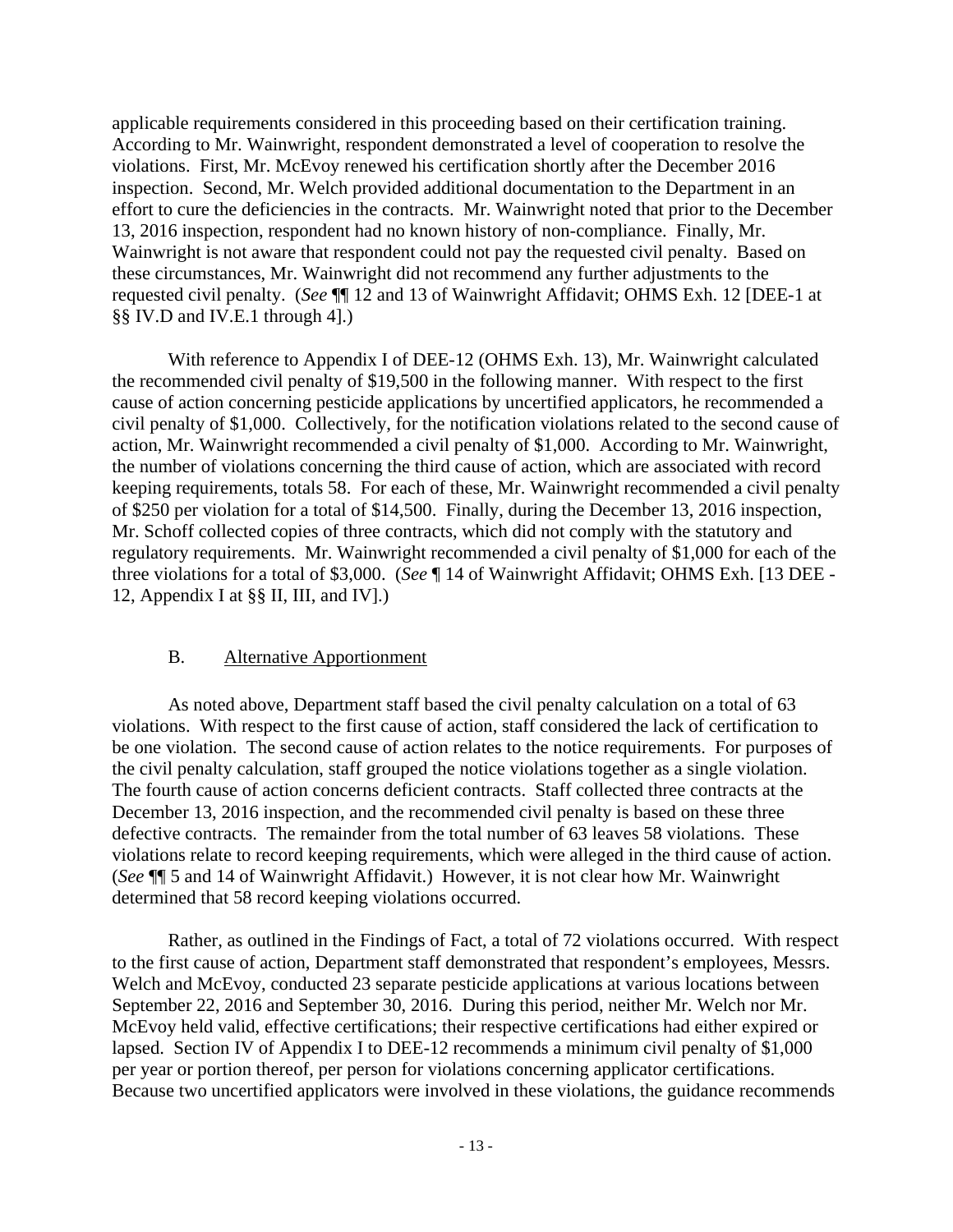applicable requirements considered in this proceeding based on their certification training. According to Mr. Wainwright, respondent demonstrated a level of cooperation to resolve the violations. First, Mr. McEvoy renewed his certification shortly after the December 2016 inspection. Second, Mr. Welch provided additional documentation to the Department in an effort to cure the deficiencies in the contracts. Mr. Wainwright noted that prior to the December 13, 2016 inspection, respondent had no known history of non-compliance. Finally, Mr. Wainwright is not aware that respondent could not pay the requested civil penalty. Based on these circumstances, Mr. Wainwright did not recommend any further adjustments to the requested civil penalty. (*See* ¶¶ 12 and 13 of Wainwright Affidavit; OHMS Exh. 12 [DEE-1 at §§ IV.D and IV.E.1 through 4].)

With reference to Appendix I of DEE-12 (OHMS Exh. 13), Mr. Wainwright calculated the recommended civil penalty of $19,500 in the following manner. With respect to the first cause of action concerning pesticide applications by uncertified applicators, he recommended a civil penalty of $1,000. Collectively, for the notification violations related to the second cause of action, Mr. Wainwright recommended a civil penalty of $1,000. According to Mr. Wainwright, the number of violations concerning the third cause of action, which are associated with record keeping requirements, totals 58. For each of these, Mr. Wainwright recommended a civil penalty of $250 per violation for a total of $14,500. Finally, during the December 13, 2016 inspection, Mr. Schoff collected copies of three contracts, which did not comply with the statutory and regulatory requirements. Mr. Wainwright recommended a civil penalty of $1,000 for each of the three violations for a total of $3,000. (*See* ¶ 14 of Wainwright Affidavit; OHMS Exh. [13 DEE - 12, Appendix I at §§ II, III, and IV].)

### B. Alternative Apportionment

As noted above, Department staff based the civil penalty calculation on a total of 63 violations. With respect to the first cause of action, staff considered the lack of certification to be one violation. The second cause of action relates to the notice requirements. For purposes of the civil penalty calculation, staff grouped the notice violations together as a single violation. The fourth cause of action concerns deficient contracts. Staff collected three contracts at the December 13, 2016 inspection, and the recommended civil penalty is based on these three defective contracts. The remainder from the total number of 63 leaves 58 violations. These violations relate to record keeping requirements, which were alleged in the third cause of action. (*See* ¶¶ 5 and 14 of Wainwright Affidavit.) However, it is not clear how Mr. Wainwright determined that 58 record keeping violations occurred.

Rather, as outlined in the Findings of Fact, a total of 72 violations occurred. With respect to the first cause of action, Department staff demonstrated that respondent's employees, Messrs. Welch and McEvoy, conducted 23 separate pesticide applications at various locations between September 22, 2016 and September 30, 2016. During this period, neither Mr. Welch nor Mr. McEvoy held valid, effective certifications; their respective certifications had either expired or lapsed. Section IV of Appendix I to DEE-12 recommends a minimum civil penalty of $1,000 per year or portion thereof, per person for violations concerning applicator certifications. Because two uncertified applicators were involved in these violations, the guidance recommends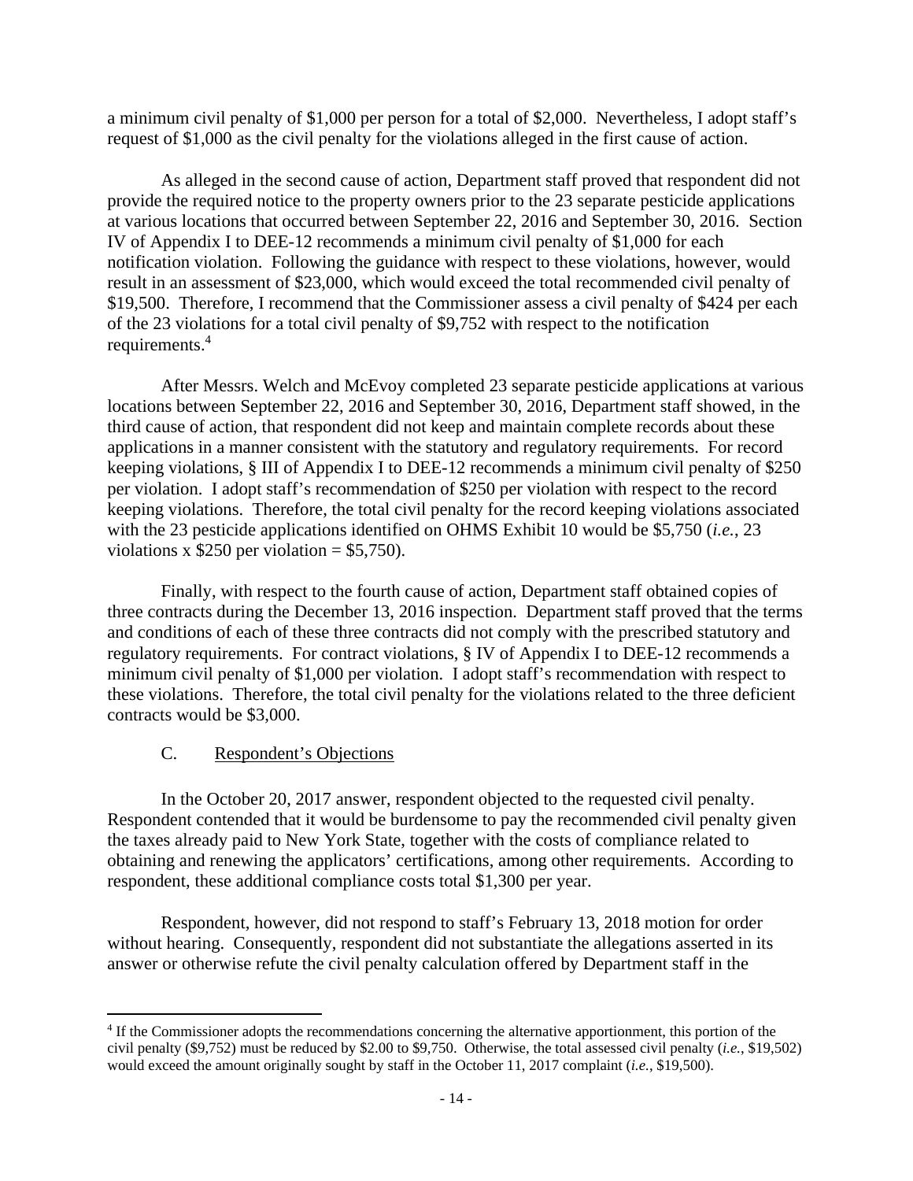a minimum civil penalty of $1,000 per person for a total of $2,000. Nevertheless, I adopt staff's request of $1,000 as the civil penalty for the violations alleged in the first cause of action.

As alleged in the second cause of action, Department staff proved that respondent did not provide the required notice to the property owners prior to the 23 separate pesticide applications at various locations that occurred between September 22, 2016 and September 30, 2016. Section IV of Appendix I to DEE-12 recommends a minimum civil penalty of $1,000 for each notification violation. Following the guidance with respect to these violations, however, would result in an assessment of $23,000, which would exceed the total recommended civil penalty of $19,500. Therefore, I recommend that the Commissioner assess a civil penalty of $424 per each of the 23 violations for a total civil penalty of $9,752 with respect to the notification requirements.[4]

After Messrs. Welch and McEvoy completed 23 separate pesticide applications at various locations between September 22, 2016 and September 30, 2016, Department staff showed, in the third cause of action, that respondent did not keep and maintain complete records about these applications in a manner consistent with the statutory and regulatory requirements. For record keeping violations, § III of Appendix I to DEE-12 recommends a minimum civil penalty of $250 per violation. I adopt staff's recommendation of $250 per violation with respect to the record keeping violations. Therefore, the total civil penalty for the record keeping violations associated with the 23 pesticide applications identified on OHMS Exhibit 10 would be $5,750 (*i.e.*, 23 violations x $250 per violation = $5,750).

Finally, with respect to the fourth cause of action, Department staff obtained copies of three contracts during the December 13, 2016 inspection. Department staff proved that the terms and conditions of each of these three contracts did not comply with the prescribed statutory and regulatory requirements. For contract violations, § IV of Appendix I to DEE-12 recommends a minimum civil penalty of $1,000 per violation. I adopt staff's recommendation with respect to these violations. Therefore, the total civil penalty for the violations related to the three deficient contracts would be $3,000.

C. Respondent's Objections

In the October 20, 2017 answer, respondent objected to the requested civil penalty. Respondent contended that it would be burdensome to pay the recommended civil penalty given the taxes already paid to New York State, together with the costs of compliance related to obtaining and renewing the applicators' certifications, among other requirements. According to respondent, these additional compliance costs total $1,300 per year.

Respondent, however, did not respond to staff's February 13, 2018 motion for order without hearing. Consequently, respondent did not substantiate the allegations asserted in its answer or otherwise refute the civil penalty calculation offered by Department staff in the

[4] If the Commissioner adopts the recommendations concerning the alternative apportionment, this portion of the civil penalty ($9,752) must be reduced by $2.00 to $9,750. Otherwise, the total assessed civil penalty (*i.e.*, $19,502) would exceed the amount originally sought by staff in the October 11, 2017 complaint (*i.e.*, $19,500).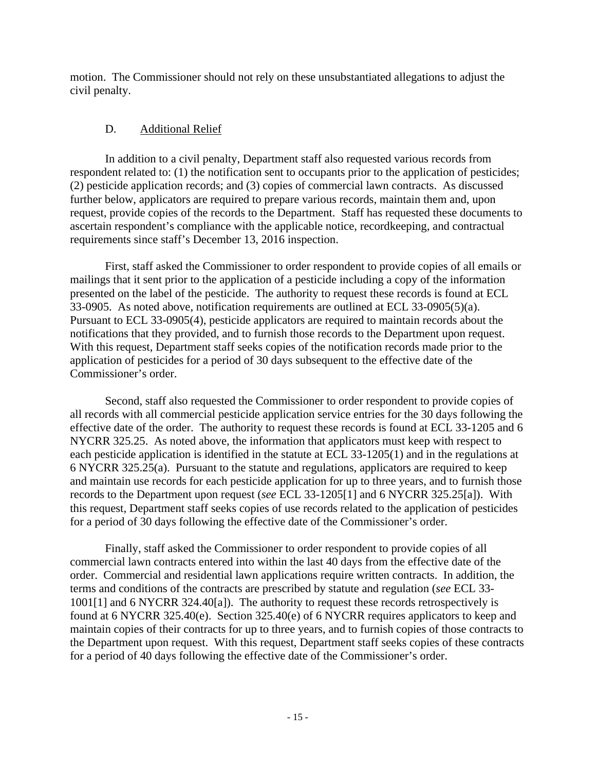motion. The Commissioner should not rely on these unsubstantiated allegations to adjust the civil penalty.

### D. Additional Relief

In addition to a civil penalty, Department staff also requested various records from respondent related to: (1) the notification sent to occupants prior to the application of pesticides; (2) pesticide application records; and (3) copies of commercial lawn contracts. As discussed further below, applicators are required to prepare various records, maintain them and, upon request, provide copies of the records to the Department. Staff has requested these documents to ascertain respondent's compliance with the applicable notice, recordkeeping, and contractual requirements since staff's December 13, 2016 inspection.

First, staff asked the Commissioner to order respondent to provide copies of all emails or mailings that it sent prior to the application of a pesticide including a copy of the information presented on the label of the pesticide. The authority to request these records is found at ECL 33-0905. As noted above, notification requirements are outlined at ECL 33-0905(5)(a). Pursuant to ECL 33-0905(4), pesticide applicators are required to maintain records about the notifications that they provided, and to furnish those records to the Department upon request. With this request, Department staff seeks copies of the notification records made prior to the application of pesticides for a period of 30 days subsequent to the effective date of the Commissioner's order.

Second, staff also requested the Commissioner to order respondent to provide copies of all records with all commercial pesticide application service entries for the 30 days following the effective date of the order. The authority to request these records is found at ECL 33-1205 and 6 NYCRR 325.25. As noted above, the information that applicators must keep with respect to each pesticide application is identified in the statute at ECL 33-1205(1) and in the regulations at 6 NYCRR 325.25(a). Pursuant to the statute and regulations, applicators are required to keep and maintain use records for each pesticide application for up to three years, and to furnish those records to the Department upon request (*see* ECL 33-1205[1] and 6 NYCRR 325.25[a]). With this request, Department staff seeks copies of use records related to the application of pesticides for a period of 30 days following the effective date of the Commissioner's order.

Finally, staff asked the Commissioner to order respondent to provide copies of all commercial lawn contracts entered into within the last 40 days from the effective date of the order. Commercial and residential lawn applications require written contracts. In addition, the terms and conditions of the contracts are prescribed by statute and regulation (*see* ECL 33-1001[1] and 6 NYCRR 324.40[a]). The authority to request these records retrospectively is found at 6 NYCRR 325.40(e). Section 325.40(e) of 6 NYCRR requires applicators to keep and maintain copies of their contracts for up to three years, and to furnish copies of those contracts to the Department upon request. With this request, Department staff seeks copies of these contracts for a period of 40 days following the effective date of the Commissioner's order.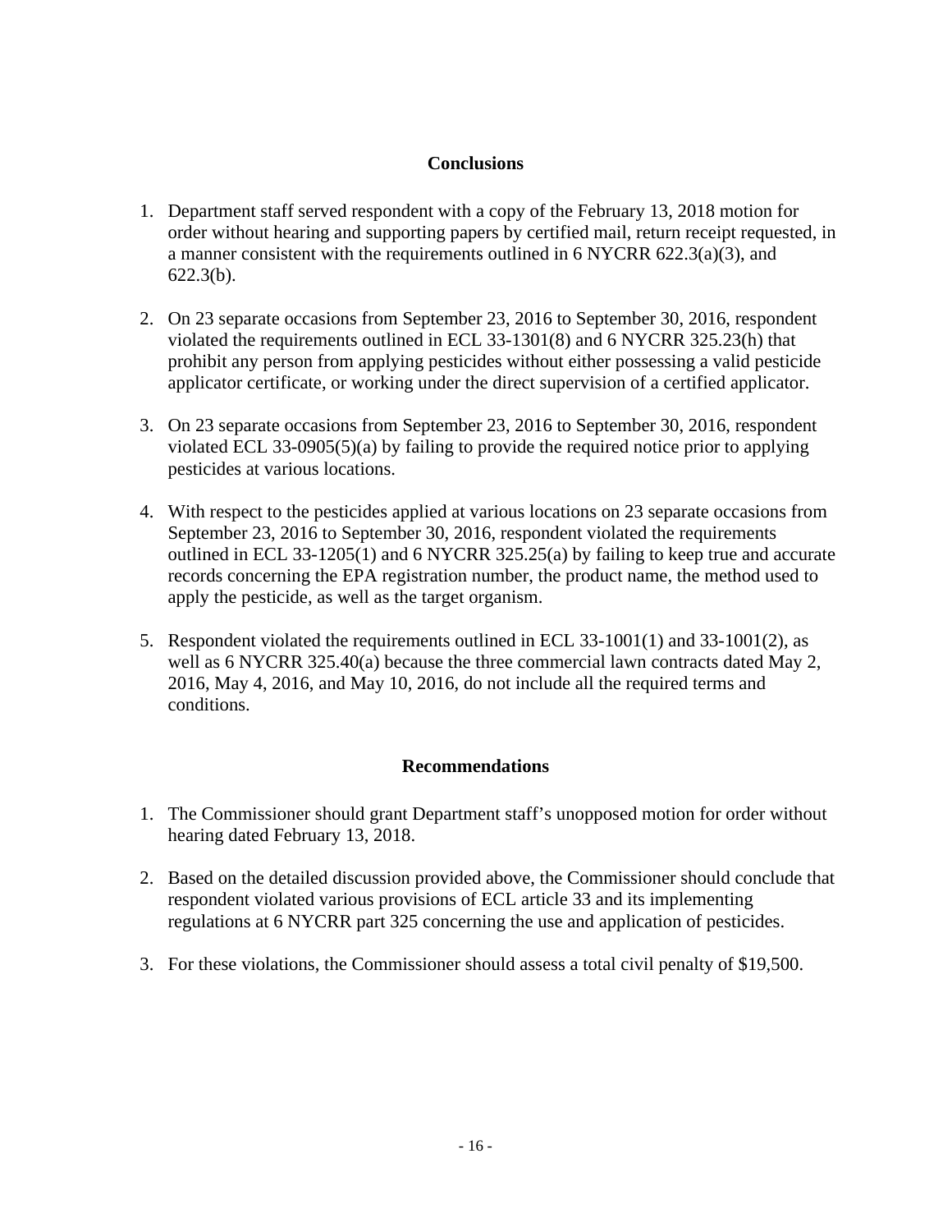## Conclusions

1. Department staff served respondent with a copy of the February 13, 2018 motion for order without hearing and supporting papers by certified mail, return receipt requested, in a manner consistent with the requirements outlined in 6 NYCRR 622.3(a)(3), and 622.3(b).

2. On 23 separate occasions from September 23, 2016 to September 30, 2016, respondent violated the requirements outlined in ECL 33-1301(8) and 6 NYCRR 325.23(h) that prohibit any person from applying pesticides without either possessing a valid pesticide applicator certificate, or working under the direct supervision of a certified applicator.

3. On 23 separate occasions from September 23, 2016 to September 30, 2016, respondent violated ECL 33-0905(5)(a) by failing to provide the required notice prior to applying pesticides at various locations.

4. With respect to the pesticides applied at various locations on 23 separate occasions from September 23, 2016 to September 30, 2016, respondent violated the requirements outlined in ECL 33-1205(1) and 6 NYCRR 325.25(a) by failing to keep true and accurate records concerning the EPA registration number, the product name, the method used to apply the pesticide, as well as the target organism.

5. Respondent violated the requirements outlined in ECL 33-1001(1) and 33-1001(2), as well as 6 NYCRR 325.40(a) because the three commercial lawn contracts dated May 2, 2016, May 4, 2016, and May 10, 2016, do not include all the required terms and conditions.

## Recommendations

1. The Commissioner should grant Department staff's unopposed motion for order without hearing dated February 13, 2018.

2. Based on the detailed discussion provided above, the Commissioner should conclude that respondent violated various provisions of ECL article 33 and its implementing regulations at 6 NYCRR part 325 concerning the use and application of pesticides.

3. For these violations, the Commissioner should assess a total civil penalty of $19,500.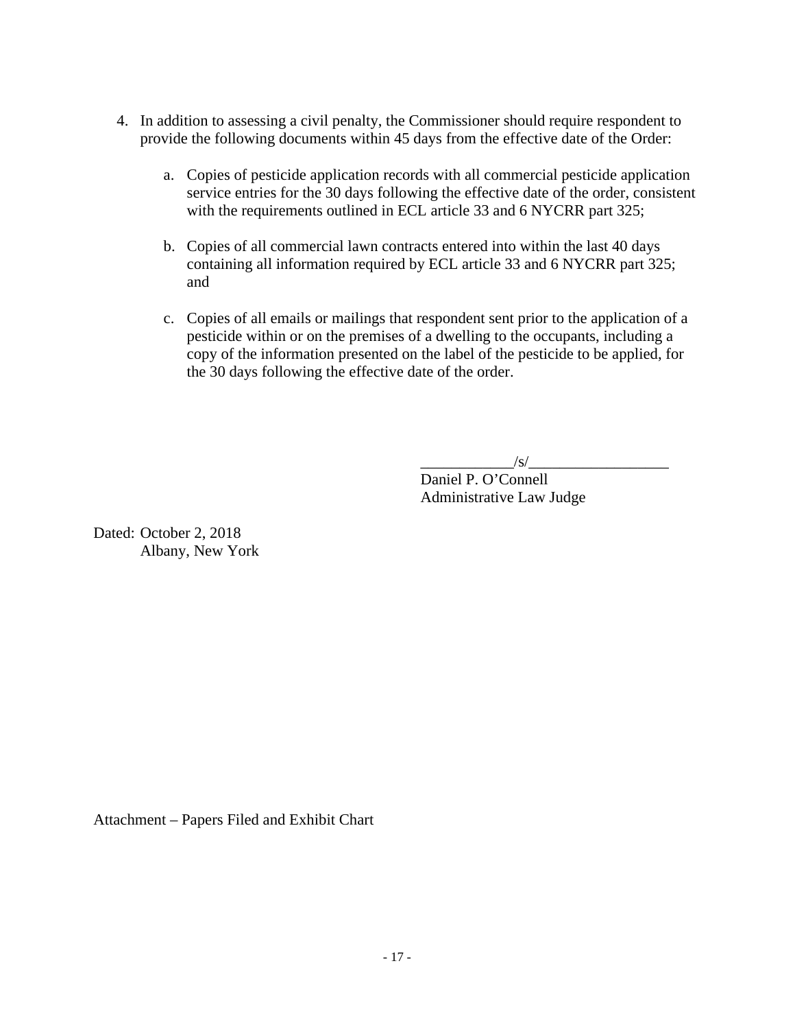4. In addition to assessing a civil penalty, the Commissioner should require respondent to provide the following documents within 45 days from the effective date of the Order:

    a. Copies of pesticide application records with all commercial pesticide application service entries for the 30 days following the effective date of the order, consistent with the requirements outlined in ECL article 33 and 6 NYCRR part 325;

    b. Copies of all commercial lawn contracts entered into within the last 40 days containing all information required by ECL article 33 and 6 NYCRR part 325; and

    c. Copies of all emails or mailings that respondent sent prior to the application of a pesticide within or on the premises of a dwelling to the occupants, including a copy of the information presented on the label of the pesticide to be applied, for the 30 days following the effective date of the order.

____________/s/__________________
Daniel P. O'Connell
Administrative Law Judge

Dated: October 2, 2018
Albany, New York

Attachment – Papers Filed and Exhibit Chart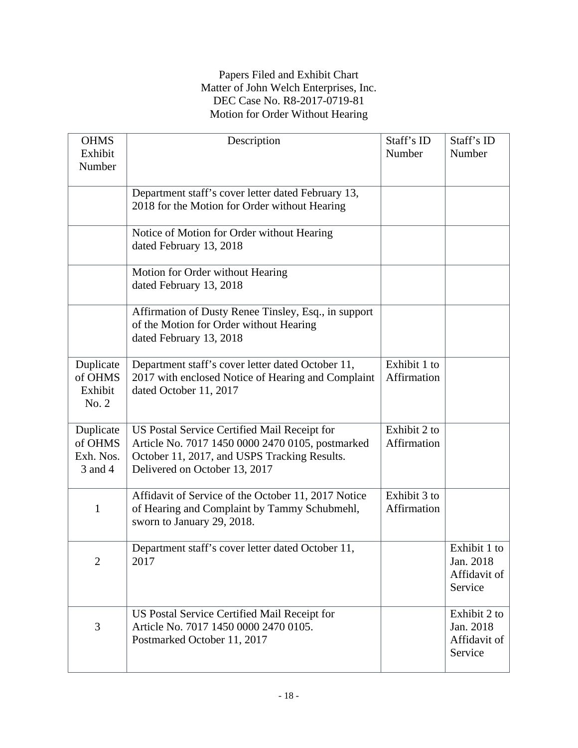Papers Filed and Exhibit Chart
Matter of John Welch Enterprises, Inc.
DEC Case No. R8-2017-0719-81
Motion for Order Without Hearing

| OHMS Exhibit Number | Description | Staff's ID Number | Staff's ID Number |
|---|---|---|---|
| | Department staff's cover letter dated February 13, 2018 for the Motion for Order without Hearing | | |
| | Notice of Motion for Order without Hearing dated February 13, 2018 | | |
| | Motion for Order without Hearing dated February 13, 2018 | | |
| | Affirmation of Dusty Renee Tinsley, Esq., in support of the Motion for Order without Hearing dated February 13, 2018 | | |
| Duplicate of OHMS Exhibit No. 2 | Department staff's cover letter dated October 11, 2017 with enclosed Notice of Hearing and Complaint dated October 11, 2017 | Exhibit 1 to Affirmation | |
| Duplicate of OHMS Exh. Nos. 3 and 4 | US Postal Service Certified Mail Receipt for Article No. 7017 1450 0000 2470 0105, postmarked October 11, 2017, and USPS Tracking Results. Delivered on October 13, 2017 | Exhibit 2 to Affirmation | |
| 1 | Affidavit of Service of the October 11, 2017 Notice of Hearing and Complaint by Tammy Schubmehl, sworn to January 29, 2018. | Exhibit 3 to Affirmation | |
| 2 | Department staff's cover letter dated October 11, 2017 | | Exhibit 1 to Jan. 2018 Affidavit of Service |
| 3 | US Postal Service Certified Mail Receipt for Article No. 7017 1450 0000 2470 0105. Postmarked October 11, 2017 | | Exhibit 2 to Jan. 2018 Affidavit of Service |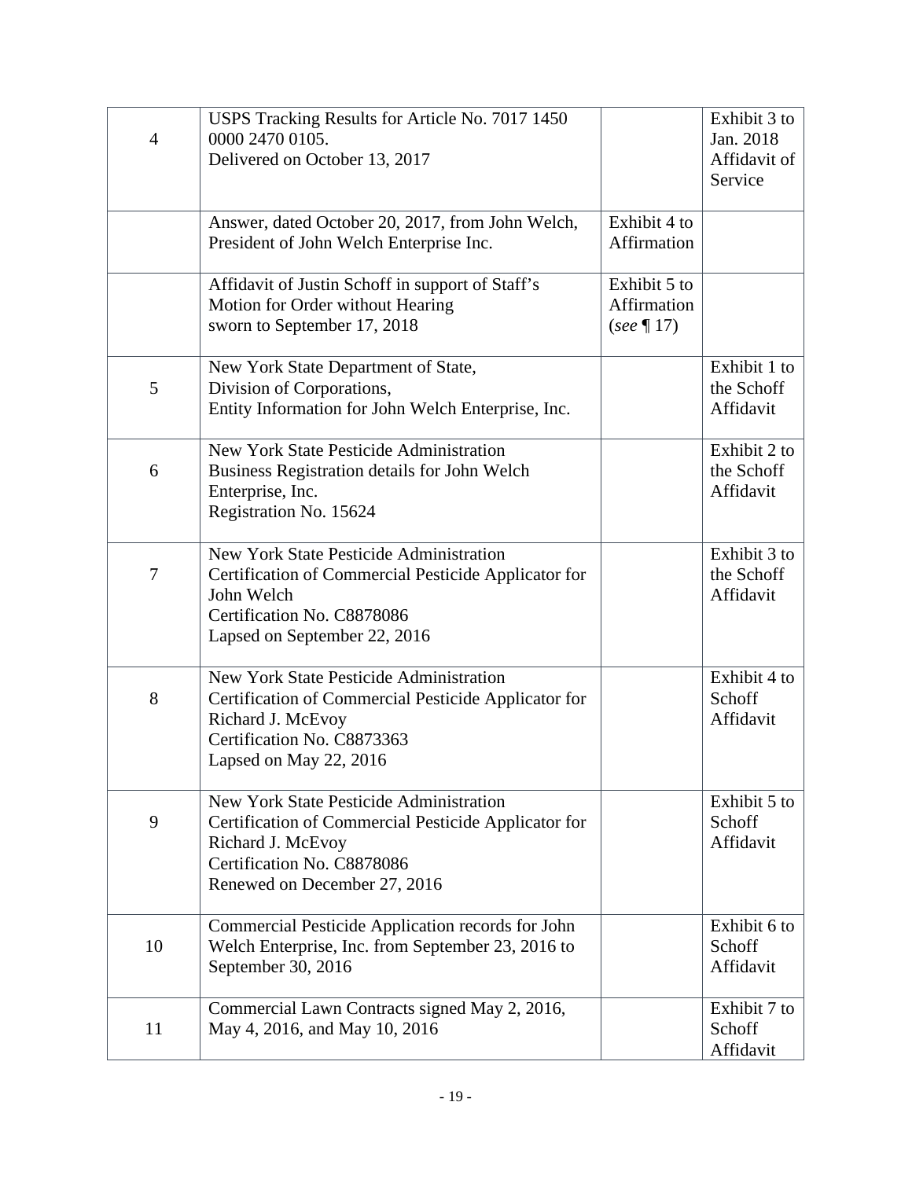| | | | |
|---|---|---|---|
| 4 | USPS Tracking Results for Article No. 7017 1450 0000 2470 0105.<br>Delivered on October 13, 2017 | | Exhibit 3 to Jan. 2018 Affidavit of Service |
| | Answer, dated October 20, 2017, from John Welch, President of John Welch Enterprise Inc. | Exhibit 4 to Affirmation | |
| | Affidavit of Justin Schoff in support of Staff's Motion for Order without Hearing<br>sworn to September 17, 2018 | Exhibit 5 to Affirmation (*see* ¶ 17) | |
| 5 | New York State Department of State,<br>Division of Corporations,<br>Entity Information for John Welch Enterprise, Inc. | | Exhibit 1 to the Schoff Affidavit |
| 6 | New York State Pesticide Administration<br>Business Registration details for John Welch Enterprise, Inc.<br>Registration No. 15624 | | Exhibit 2 to the Schoff Affidavit |
| 7 | New York State Pesticide Administration<br>Certification of Commercial Pesticide Applicator for John Welch<br>Certification No. C8878086<br>Lapsed on September 22, 2016 | | Exhibit 3 to the Schoff Affidavit |
| 8 | New York State Pesticide Administration<br>Certification of Commercial Pesticide Applicator for Richard J. McEvoy<br>Certification No. C8873363<br>Lapsed on May 22, 2016 | | Exhibit 4 to Schoff Affidavit |
| 9 | New York State Pesticide Administration<br>Certification of Commercial Pesticide Applicator for Richard J. McEvoy<br>Certification No. C8878086<br>Renewed on December 27, 2016 | | Exhibit 5 to Schoff Affidavit |
| 10 | Commercial Pesticide Application records for John Welch Enterprise, Inc. from September 23, 2016 to September 30, 2016 | | Exhibit 6 to Schoff Affidavit |
| 11 | Commercial Lawn Contracts signed May 2, 2016, May 4, 2016, and May 10, 2016 | | Exhibit 7 to Schoff Affidavit |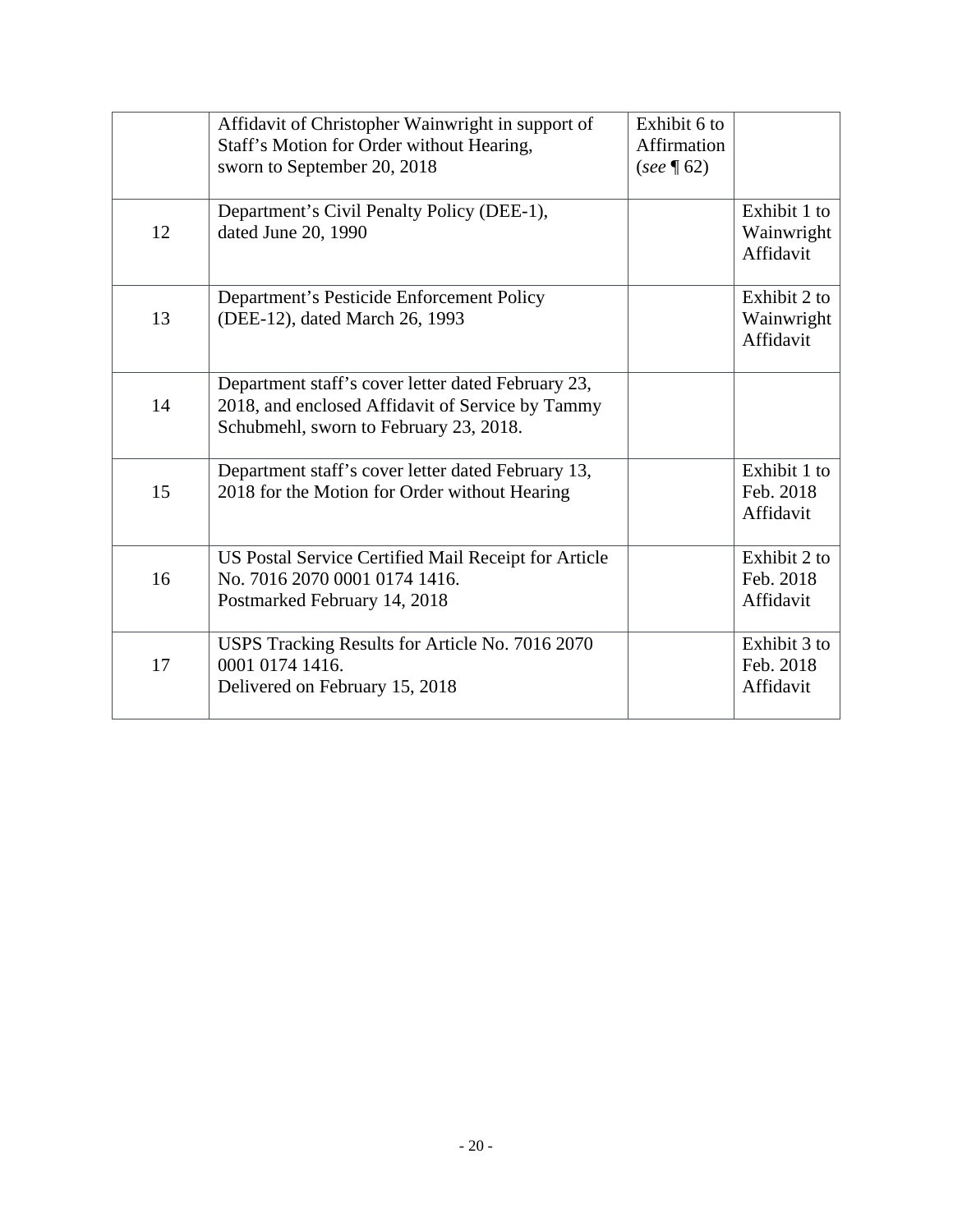| | | | |
|---|---|---|---|
| | Affidavit of Christopher Wainwright in support of Staff’s Motion for Order without Hearing, sworn to September 20, 2018 | Exhibit 6 to Affirmation (*see* ¶ 62) | |
| 12 | Department’s Civil Penalty Policy (DEE-1), dated June 20, 1990 | | Exhibit 1 to Wainwright Affidavit |
| 13 | Department’s Pesticide Enforcement Policy (DEE-12), dated March 26, 1993 | | Exhibit 2 to Wainwright Affidavit |
| 14 | Department staff’s cover letter dated February 23, 2018, and enclosed Affidavit of Service by Tammy Schubmehl, sworn to February 23, 2018. | | |
| 15 | Department staff’s cover letter dated February 13, 2018 for the Motion for Order without Hearing | | Exhibit 1 to Feb. 2018 Affidavit |
| 16 | US Postal Service Certified Mail Receipt for Article No. 7016 2070 0001 0174 1416. Postmarked February 14, 2018 | | Exhibit 2 to Feb. 2018 Affidavit |
| 17 | USPS Tracking Results for Article No. 7016 2070 0001 0174 1416. Delivered on February 15, 2018 | | Exhibit 3 to Feb. 2018 Affidavit |